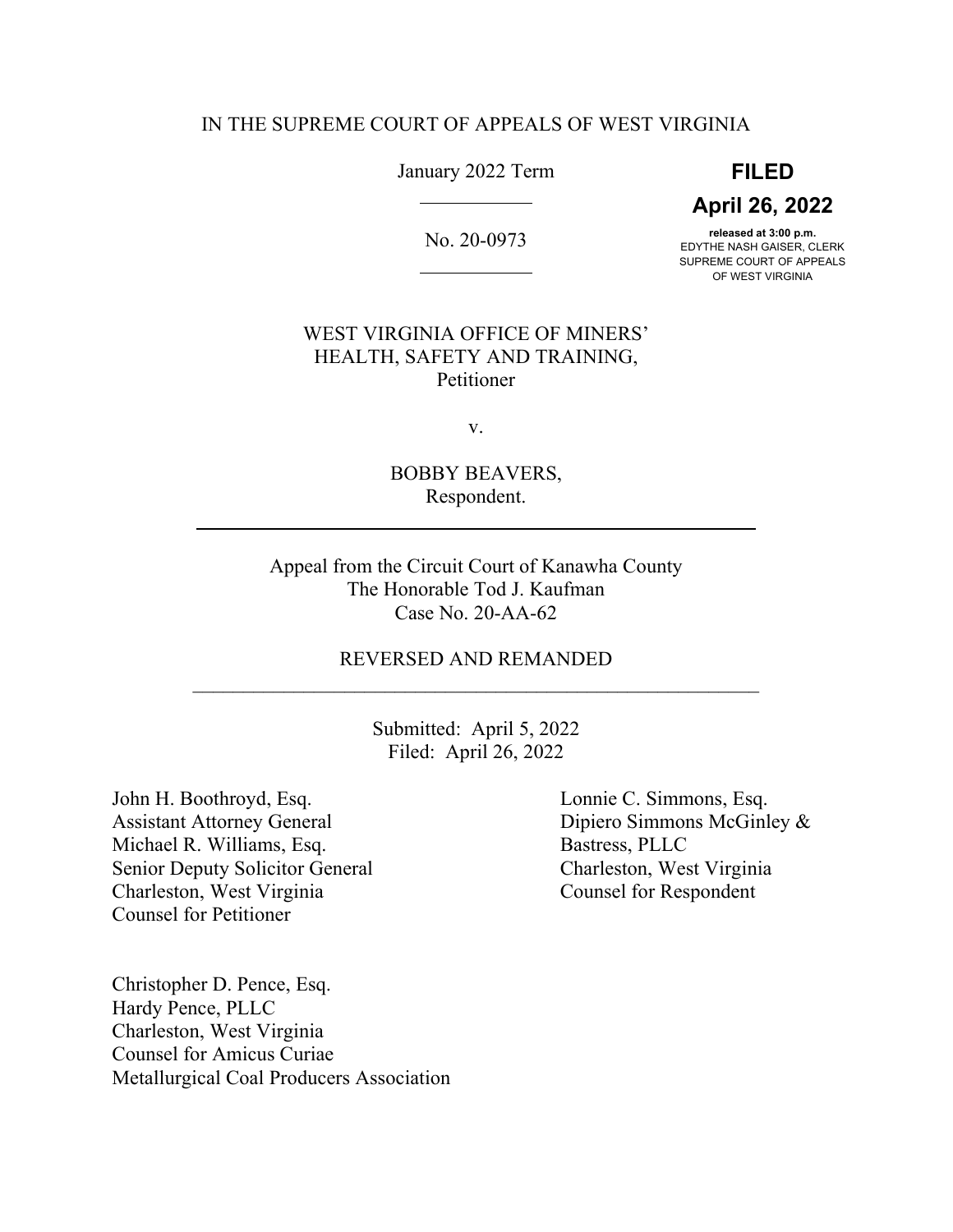IN THE SUPREME COURT OF APPEALS OF WEST VIRGINIA

January 2022 Term

**FILED**

**April 26, 2022**

**released at 3:00 p.m.**
EDYTHE NASH GAISER, CLERK
SUPREME COURT OF APPEALS
OF WEST VIRGINIA

---

No. 20-0973

---

WEST VIRGINIA OFFICE OF MINERS' HEALTH, SAFETY AND TRAINING,
Petitioner

v.

BOBBY BEAVERS,
Respondent.

---

Appeal from the Circuit Court of Kanawha County
The Honorable Tod J. Kaufman
Case No. 20-AA-62

REVERSED AND REMANDED

---

Submitted: April 5, 2022
Filed: April 26, 2022

John H. Boothroyd, Esq.
Assistant Attorney General
Michael R. Williams, Esq.
Senior Deputy Solicitor General
Charleston, West Virginia
Counsel for Petitioner

Lonnie C. Simmons, Esq.
Dipiero Simmons McGinley & Bastress, PLLC
Charleston, West Virginia
Counsel for Respondent

Christopher D. Pence, Esq.
Hardy Pence, PLLC
Charleston, West Virginia
Counsel for Amicus Curiae
Metallurgical Coal Producers Association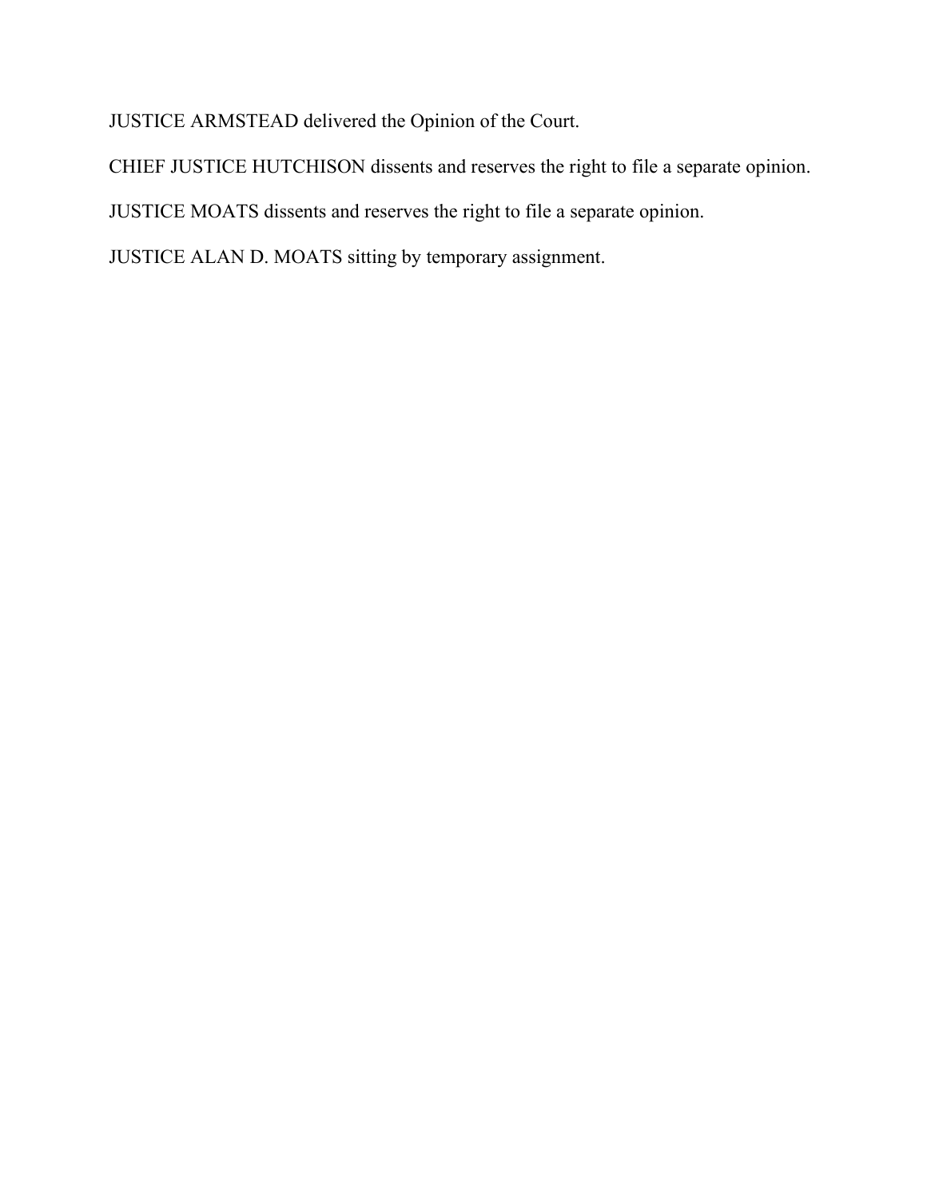JUSTICE ARMSTEAD delivered the Opinion of the Court.

CHIEF JUSTICE HUTCHISON dissents and reserves the right to file a separate opinion.

JUSTICE MOATS dissents and reserves the right to file a separate opinion.

JUSTICE ALAN D. MOATS sitting by temporary assignment.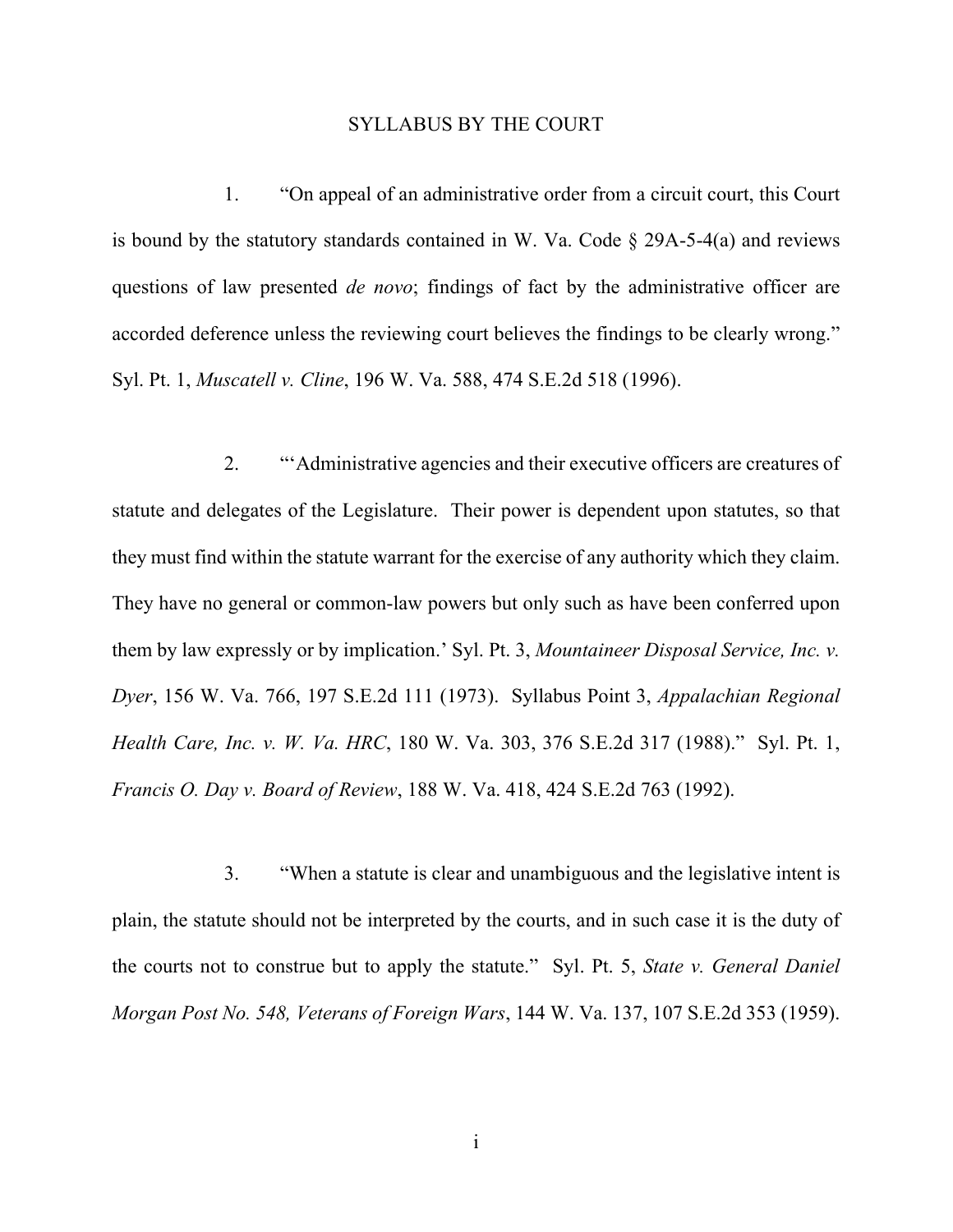# SYLLABUS BY THE COURT

1. "On appeal of an administrative order from a circuit court, this Court is bound by the statutory standards contained in W. Va. Code § 29A-5-4(a) and reviews questions of law presented *de novo*; findings of fact by the administrative officer are accorded deference unless the reviewing court believes the findings to be clearly wrong." Syl. Pt. 1, *Muscatell v. Cline*, 196 W. Va. 588, 474 S.E.2d 518 (1996).

2. "'Administrative agencies and their executive officers are creatures of statute and delegates of the Legislature. Their power is dependent upon statutes, so that they must find within the statute warrant for the exercise of any authority which they claim. They have no general or common-law powers but only such as have been conferred upon them by law expressly or by implication.' Syl. Pt. 3, *Mountaineer Disposal Service, Inc. v. Dyer*, 156 W. Va. 766, 197 S.E.2d 111 (1973). Syllabus Point 3, *Appalachian Regional Health Care, Inc. v. W. Va. HRC*, 180 W. Va. 303, 376 S.E.2d 317 (1988)." Syl. Pt. 1, *Francis O. Day v. Board of Review*, 188 W. Va. 418, 424 S.E.2d 763 (1992).

3. "When a statute is clear and unambiguous and the legislative intent is plain, the statute should not be interpreted by the courts, and in such case it is the duty of the courts not to construe but to apply the statute." Syl. Pt. 5, *State v. General Daniel Morgan Post No. 548, Veterans of Foreign Wars*, 144 W. Va. 137, 107 S.E.2d 353 (1959).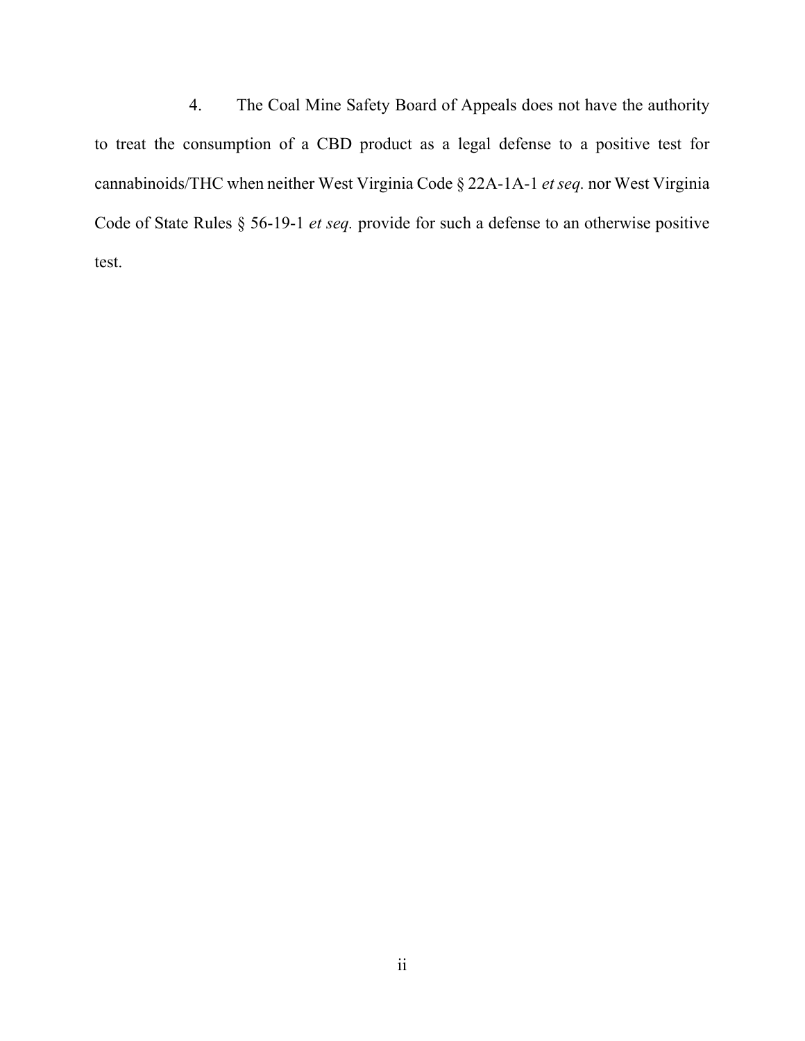4. The Coal Mine Safety Board of Appeals does not have the authority to treat the consumption of a CBD product as a legal defense to a positive test for cannabinoids/THC when neither West Virginia Code § 22A-1A-1 *et seq.* nor West Virginia Code of State Rules § 56-19-1 *et seq.* provide for such a defense to an otherwise positive test.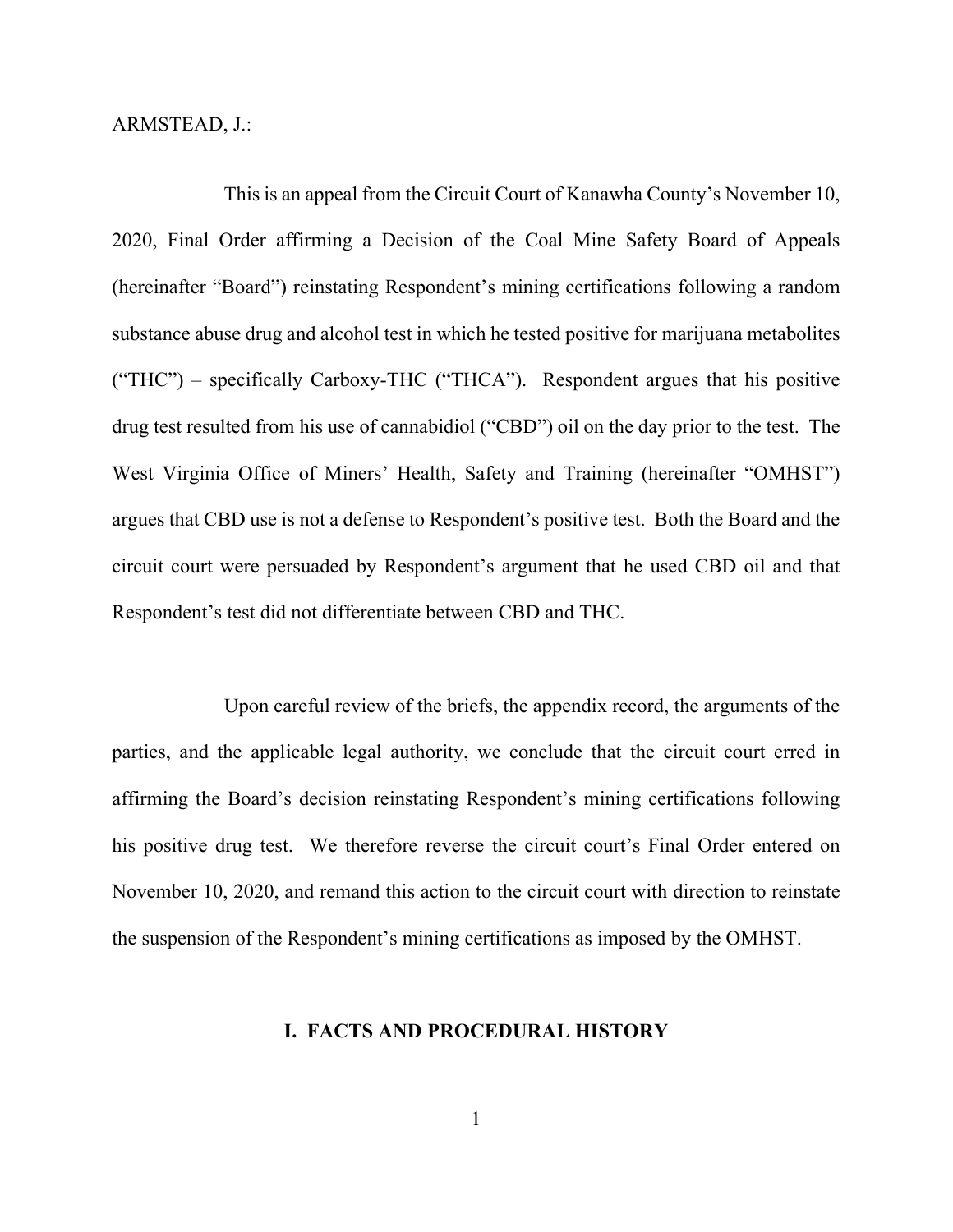ARMSTEAD, J.:

This is an appeal from the Circuit Court of Kanawha County's November 10, 2020, Final Order affirming a Decision of the Coal Mine Safety Board of Appeals (hereinafter "Board") reinstating Respondent's mining certifications following a random substance abuse drug and alcohol test in which he tested positive for marijuana metabolites ("THC") – specifically Carboxy-THC ("THCA"). Respondent argues that his positive drug test resulted from his use of cannabidiol ("CBD") oil on the day prior to the test. The West Virginia Office of Miners' Health, Safety and Training (hereinafter "OMHST") argues that CBD use is not a defense to Respondent's positive test. Both the Board and the circuit court were persuaded by Respondent's argument that he used CBD oil and that Respondent's test did not differentiate between CBD and THC.

Upon careful review of the briefs, the appendix record, the arguments of the parties, and the applicable legal authority, we conclude that the circuit court erred in affirming the Board's decision reinstating Respondent's mining certifications following his positive drug test. We therefore reverse the circuit court's Final Order entered on November 10, 2020, and remand this action to the circuit court with direction to reinstate the suspension of the Respondent's mining certifications as imposed by the OMHST.

## I. FACTS AND PROCEDURAL HISTORY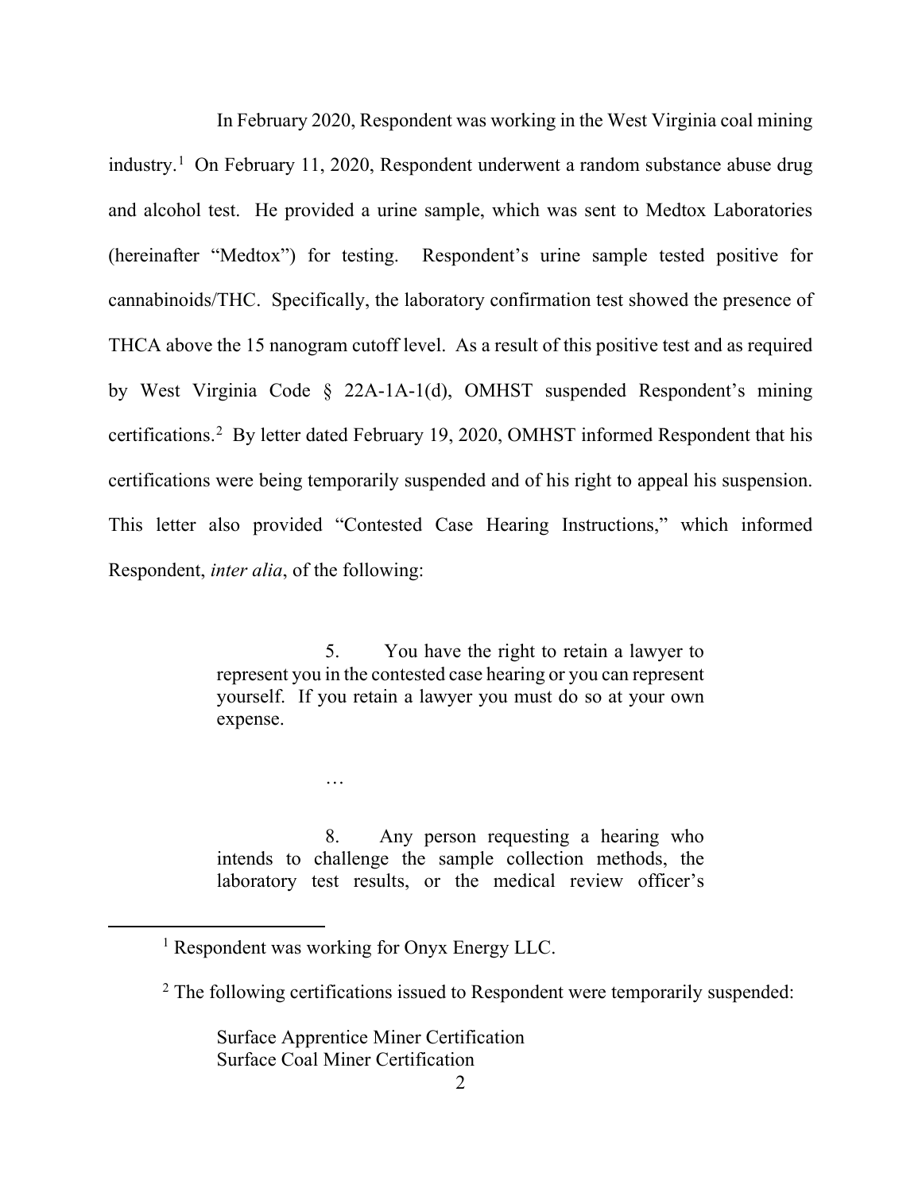In February 2020, Respondent was working in the West Virginia coal mining industry.[1] On February 11, 2020, Respondent underwent a random substance abuse drug and alcohol test. He provided a urine sample, which was sent to Medtox Laboratories (hereinafter "Medtox") for testing. Respondent's urine sample tested positive for cannabinoids/THC. Specifically, the laboratory confirmation test showed the presence of THCA above the 15 nanogram cutoff level. As a result of this positive test and as required by West Virginia Code § 22A-1A-1(d), OMHST suspended Respondent's mining certifications.[2] By letter dated February 19, 2020, OMHST informed Respondent that his certifications were being temporarily suspended and of his right to appeal his suspension. This letter also provided "Contested Case Hearing Instructions," which informed Respondent, *inter alia*, of the following:

> 5. You have the right to retain a lawyer to represent you in the contested case hearing or you can represent yourself. If you retain a lawyer you must do so at your own expense.
>
> …
>
> 8. Any person requesting a hearing who intends to challenge the sample collection methods, the laboratory test results, or the medical review officer's

---

[1] Respondent was working for Onyx Energy LLC.

[2] The following certifications issued to Respondent were temporarily suspended:

Surface Apprentice Miner Certification
Surface Coal Miner Certification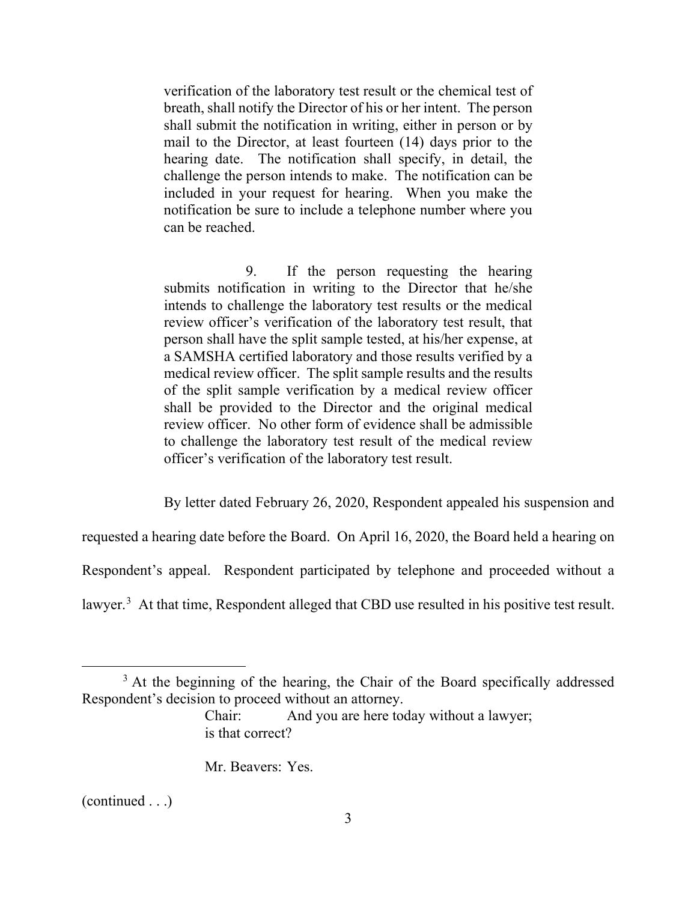verification of the laboratory test result or the chemical test of breath, shall notify the Director of his or her intent. The person shall submit the notification in writing, either in person or by mail to the Director, at least fourteen (14) days prior to the hearing date. The notification shall specify, in detail, the challenge the person intends to make. The notification can be included in your request for hearing. When you make the notification be sure to include a telephone number where you can be reached.

> 9. If the person requesting the hearing submits notification in writing to the Director that he/she intends to challenge the laboratory test results or the medical review officer's verification of the laboratory test result, that person shall have the split sample tested, at his/her expense, at a SAMSHA certified laboratory and those results verified by a medical review officer. The split sample results and the results of the split sample verification by a medical review officer shall be provided to the Director and the original medical review officer. No other form of evidence shall be admissible to challenge the laboratory test result of the medical review officer's verification of the laboratory test result.

By letter dated February 26, 2020, Respondent appealed his suspension and requested a hearing date before the Board. On April 16, 2020, the Board held a hearing on Respondent's appeal. Respondent participated by telephone and proceeded without a lawyer.[3] At that time, Respondent alleged that CBD use resulted in his positive test result.

---

[3] At the beginning of the hearing, the Chair of the Board specifically addressed Respondent's decision to proceed without an attorney.

> Chair: And you are here today without a lawyer; is that correct?
>
> Mr. Beavers: Yes.

(continued . . .)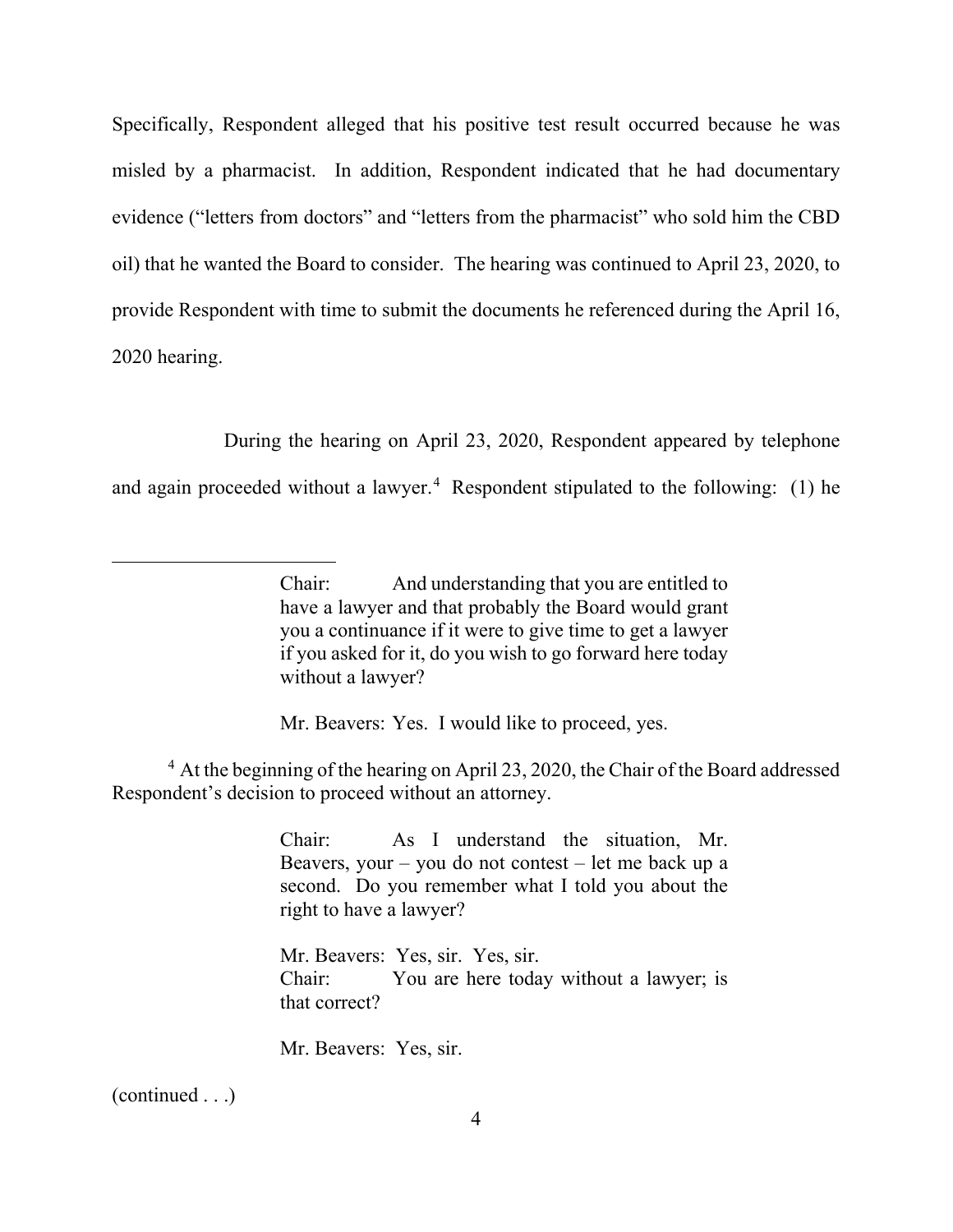Specifically, Respondent alleged that his positive test result occurred because he was misled by a pharmacist. In addition, Respondent indicated that he had documentary evidence ("letters from doctors" and "letters from the pharmacist" who sold him the CBD oil) that he wanted the Board to consider. The hearing was continued to April 23, 2020, to provide Respondent with time to submit the documents he referenced during the April 16, 2020 hearing.

During the hearing on April 23, 2020, Respondent appeared by telephone and again proceeded without a lawyer.[4] Respondent stipulated to the following: (1) he

---

> Chair: And understanding that you are entitled to have a lawyer and that probably the Board would grant you a continuance if it were to give time to get a lawyer if you asked for it, do you wish to go forward here today without a lawyer?
>
> Mr. Beavers: Yes. I would like to proceed, yes.

[4] At the beginning of the hearing on April 23, 2020, the Chair of the Board addressed Respondent's decision to proceed without an attorney.

> Chair: As I understand the situation, Mr. Beavers, your – you do not contest – let me back up a second. Do you remember what I told you about the right to have a lawyer?
>
> Mr. Beavers: Yes, sir. Yes, sir.
>
> Chair: You are here today without a lawyer; is that correct?
>
> Mr. Beavers: Yes, sir.

(continued . . .)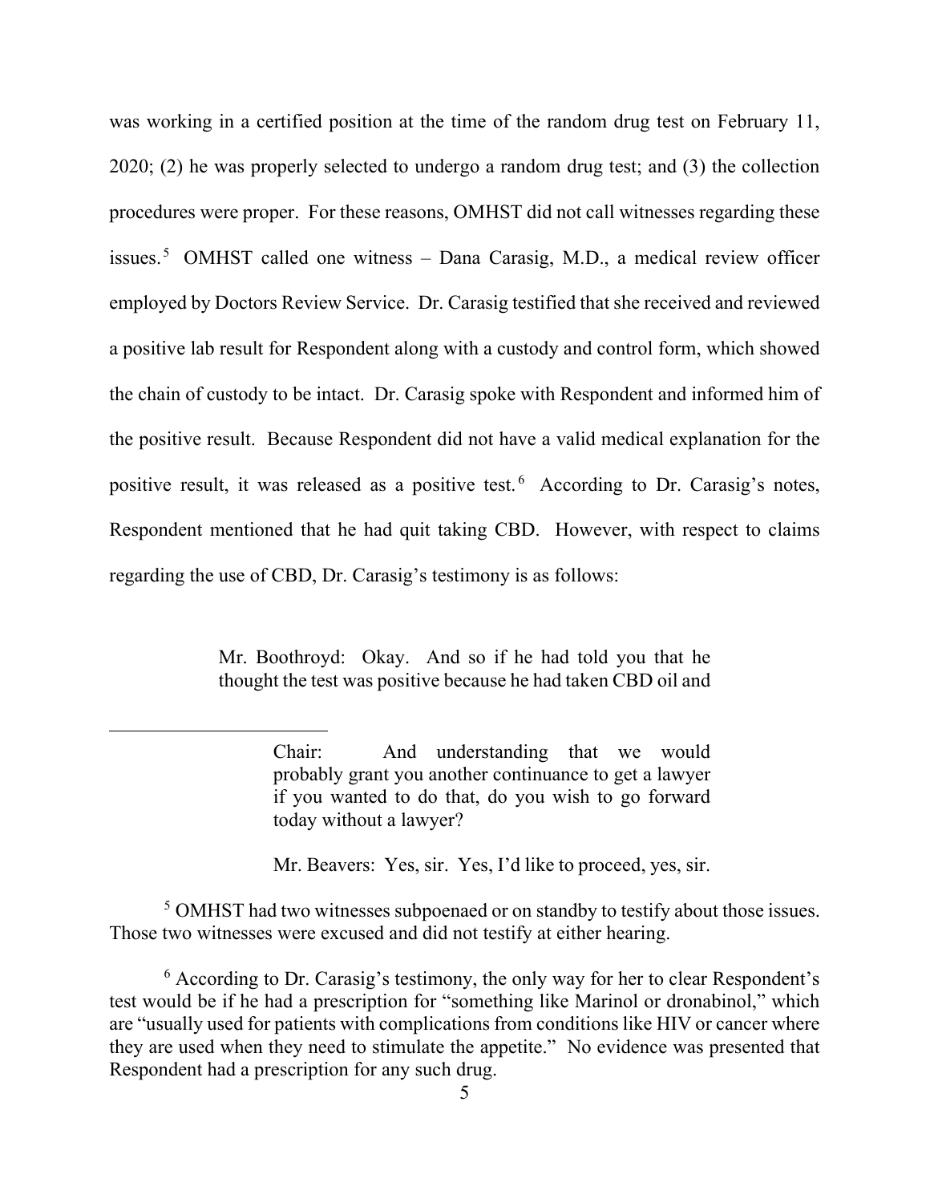was working in a certified position at the time of the random drug test on February 11, 2020; (2) he was properly selected to undergo a random drug test; and (3) the collection procedures were proper. For these reasons, OMHST did not call witnesses regarding these issues.[5] OMHST called one witness – Dana Carasig, M.D., a medical review officer employed by Doctors Review Service. Dr. Carasig testified that she received and reviewed a positive lab result for Respondent along with a custody and control form, which showed the chain of custody to be intact. Dr. Carasig spoke with Respondent and informed him of the positive result. Because Respondent did not have a valid medical explanation for the positive result, it was released as a positive test.[6] According to Dr. Carasig's notes, Respondent mentioned that he had quit taking CBD. However, with respect to claims regarding the use of CBD, Dr. Carasig's testimony is as follows:

> Mr. Boothroyd: Okay. And so if he had told you that he thought the test was positive because he had taken CBD oil and

---

> Chair: And understanding that we would probably grant you another continuance to get a lawyer if you wanted to do that, do you wish to go forward today without a lawyer?
>
> Mr. Beavers: Yes, sir. Yes, I'd like to proceed, yes, sir.

[5] OMHST had two witnesses subpoenaed or on standby to testify about those issues. Those two witnesses were excused and did not testify at either hearing.

[6] According to Dr. Carasig's testimony, the only way for her to clear Respondent's test would be if he had a prescription for "something like Marinol or dronabinol," which are "usually used for patients with complications from conditions like HIV or cancer where they are used when they need to stimulate the appetite." No evidence was presented that Respondent had a prescription for any such drug.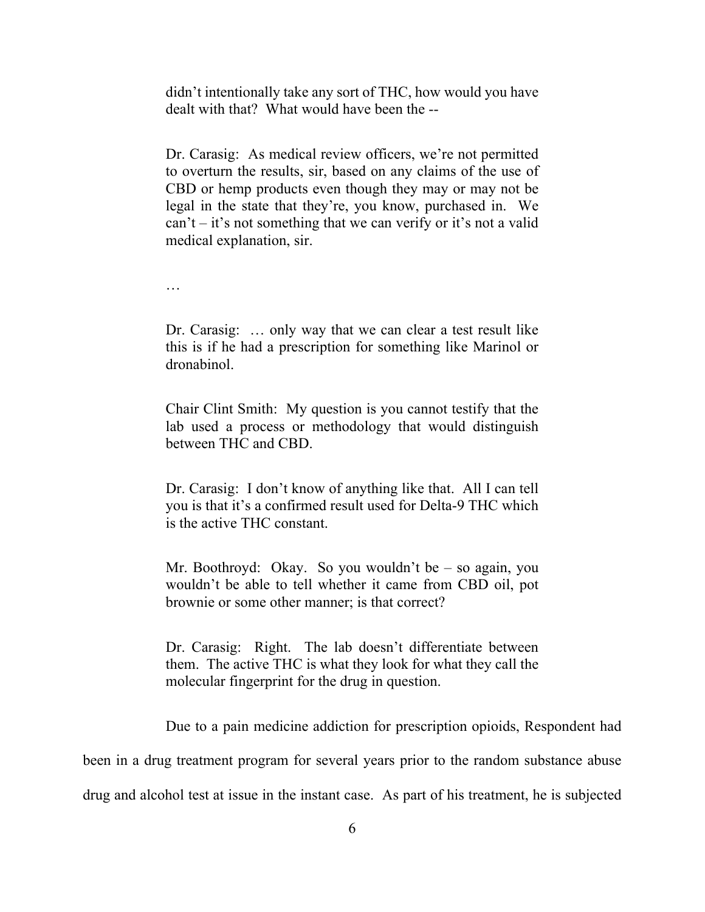didn't intentionally take any sort of THC, how would you have dealt with that? What would have been the --

Dr. Carasig: As medical review officers, we're not permitted to overturn the results, sir, based on any claims of the use of CBD or hemp products even though they may or may not be legal in the state that they're, you know, purchased in. We can't – it's not something that we can verify or it's not a valid medical explanation, sir.

…

Dr. Carasig: … only way that we can clear a test result like this is if he had a prescription for something like Marinol or dronabinol.

Chair Clint Smith: My question is you cannot testify that the lab used a process or methodology that would distinguish between THC and CBD.

Dr. Carasig: I don't know of anything like that. All I can tell you is that it's a confirmed result used for Delta-9 THC which is the active THC constant.

Mr. Boothroyd: Okay. So you wouldn't be – so again, you wouldn't be able to tell whether it came from CBD oil, pot brownie or some other manner; is that correct?

Dr. Carasig: Right. The lab doesn't differentiate between them. The active THC is what they look for what they call the molecular fingerprint for the drug in question.

Due to a pain medicine addiction for prescription opioids, Respondent had been in a drug treatment program for several years prior to the random substance abuse drug and alcohol test at issue in the instant case. As part of his treatment, he is subjected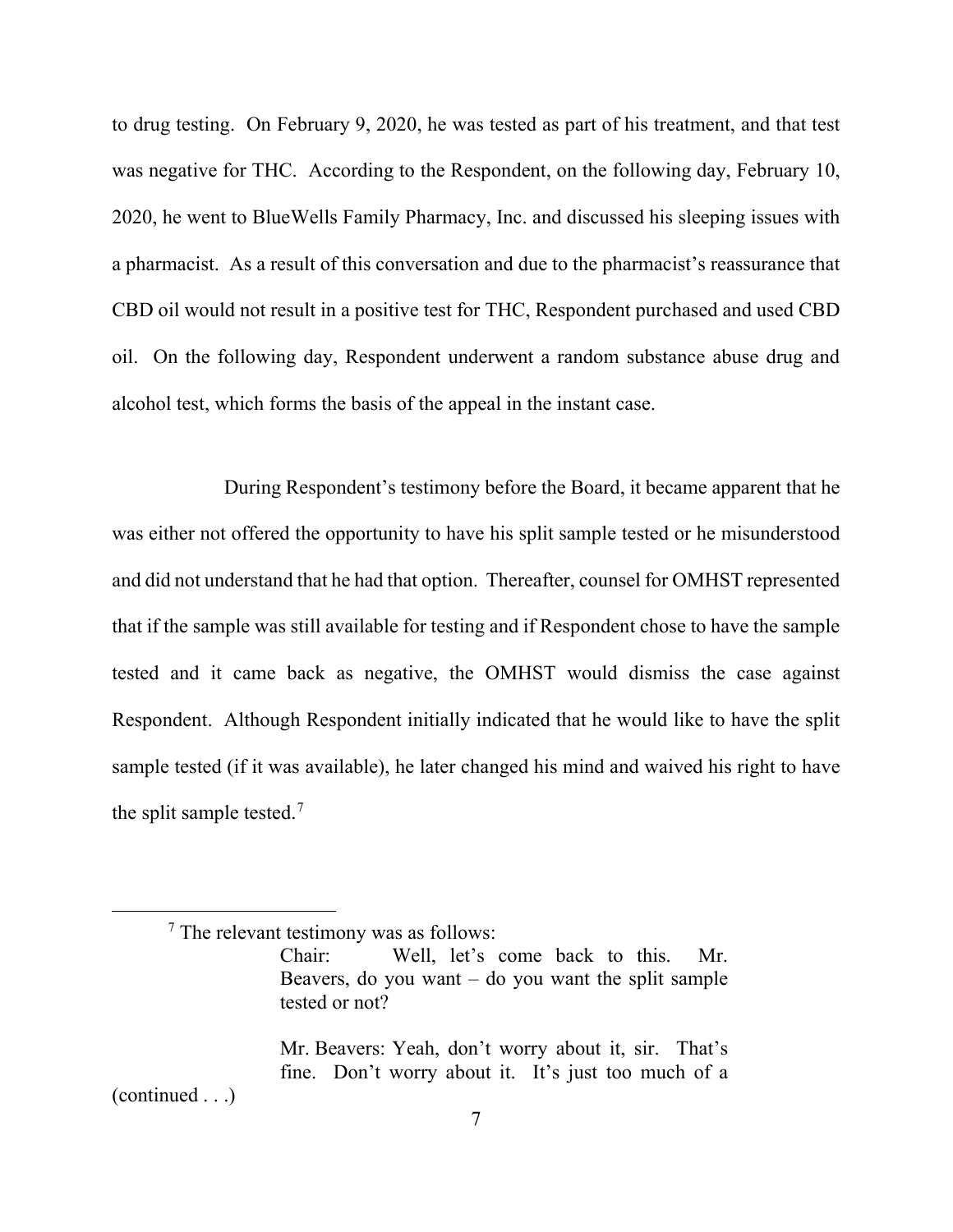to drug testing. On February 9, 2020, he was tested as part of his treatment, and that test was negative for THC. According to the Respondent, on the following day, February 10, 2020, he went to BlueWells Family Pharmacy, Inc. and discussed his sleeping issues with a pharmacist. As a result of this conversation and due to the pharmacist's reassurance that CBD oil would not result in a positive test for THC, Respondent purchased and used CBD oil. On the following day, Respondent underwent a random substance abuse drug and alcohol test, which forms the basis of the appeal in the instant case.

During Respondent's testimony before the Board, it became apparent that he was either not offered the opportunity to have his split sample tested or he misunderstood and did not understand that he had that option. Thereafter, counsel for OMHST represented that if the sample was still available for testing and if Respondent chose to have the sample tested and it came back as negative, the OMHST would dismiss the case against Respondent. Although Respondent initially indicated that he would like to have the split sample tested (if it was available), he later changed his mind and waived his right to have the split sample tested.[7]

---

[7] The relevant testimony was as follows:

> Chair: Well, let's come back to this. Mr. Beavers, do you want – do you want the split sample tested or not?
>
> Mr. Beavers: Yeah, don't worry about it, sir. That's fine. Don't worry about it. It's just too much of a

(continued . . .)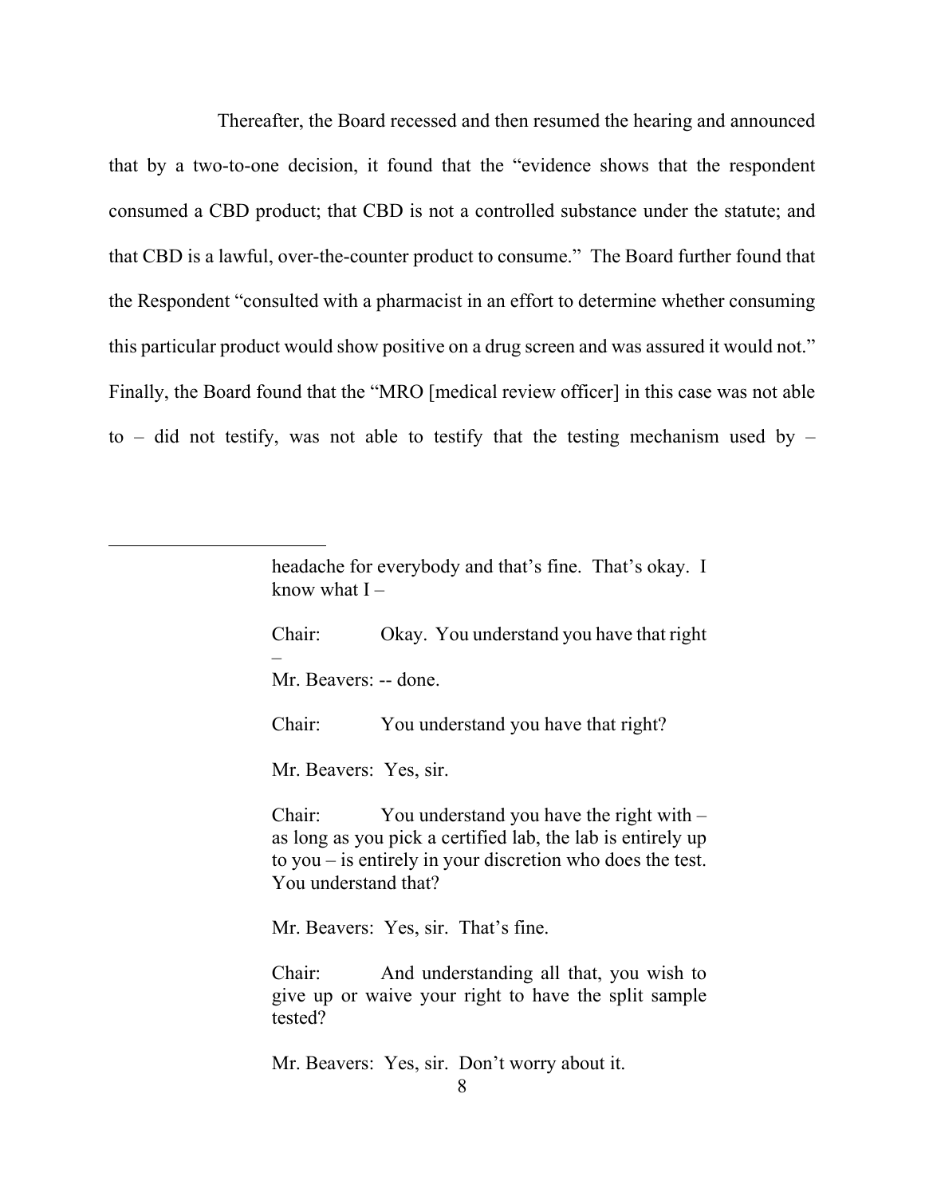Thereafter, the Board recessed and then resumed the hearing and announced that by a two-to-one decision, it found that the "evidence shows that the respondent consumed a CBD product; that CBD is not a controlled substance under the statute; and that CBD is a lawful, over-the-counter product to consume." The Board further found that the Respondent "consulted with a pharmacist in an effort to determine whether consuming this particular product would show positive on a drug screen and was assured it would not." Finally, the Board found that the "MRO [medical review officer] in this case was not able to – did not testify, was not able to testify that the testing mechanism used by –

---

> headache for everybody and that's fine. That's okay. I know what I –
>
> Chair: Okay. You understand you have that right –
>
> Mr. Beavers: -- done.
>
> Chair: You understand you have that right?
>
> Mr. Beavers: Yes, sir.
>
> Chair: You understand you have the right with – as long as you pick a certified lab, the lab is entirely up to you – is entirely in your discretion who does the test. You understand that?
>
> Mr. Beavers: Yes, sir. That's fine.
>
> Chair: And understanding all that, you wish to give up or waive your right to have the split sample tested?
>
> Mr. Beavers: Yes, sir. Don't worry about it.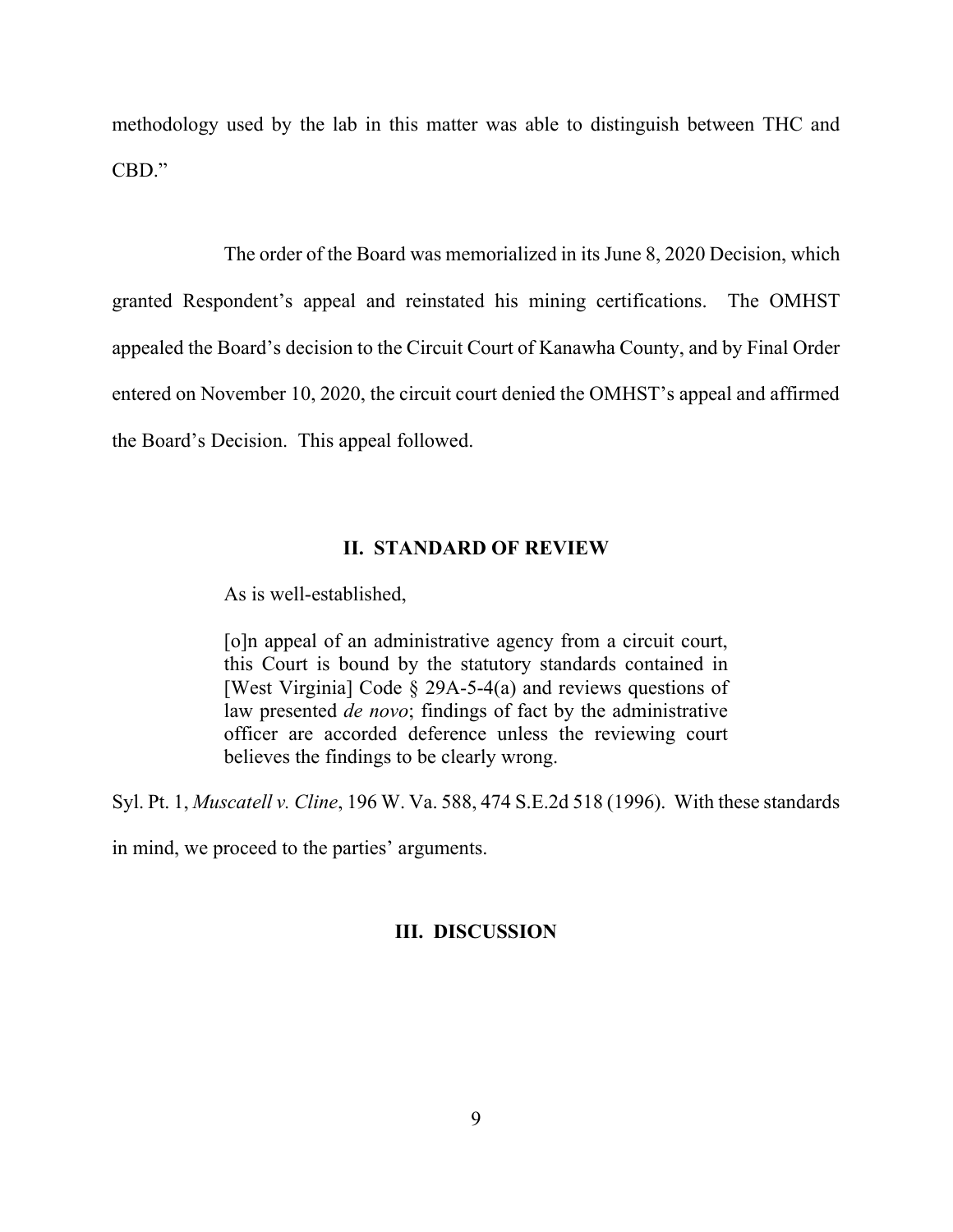methodology used by the lab in this matter was able to distinguish between THC and CBD."

The order of the Board was memorialized in its June 8, 2020 Decision, which granted Respondent's appeal and reinstated his mining certifications. The OMHST appealed the Board's decision to the Circuit Court of Kanawha County, and by Final Order entered on November 10, 2020, the circuit court denied the OMHST's appeal and affirmed the Board's Decision. This appeal followed.

## II. STANDARD OF REVIEW

As is well-established,

> [o]n appeal of an administrative agency from a circuit court, this Court is bound by the statutory standards contained in [West Virginia] Code § 29A-5-4(a) and reviews questions of law presented *de novo*; findings of fact by the administrative officer are accorded deference unless the reviewing court believes the findings to be clearly wrong.

Syl. Pt. 1, *Muscatell v. Cline*, 196 W. Va. 588, 474 S.E.2d 518 (1996). With these standards in mind, we proceed to the parties' arguments.

## III. DISCUSSION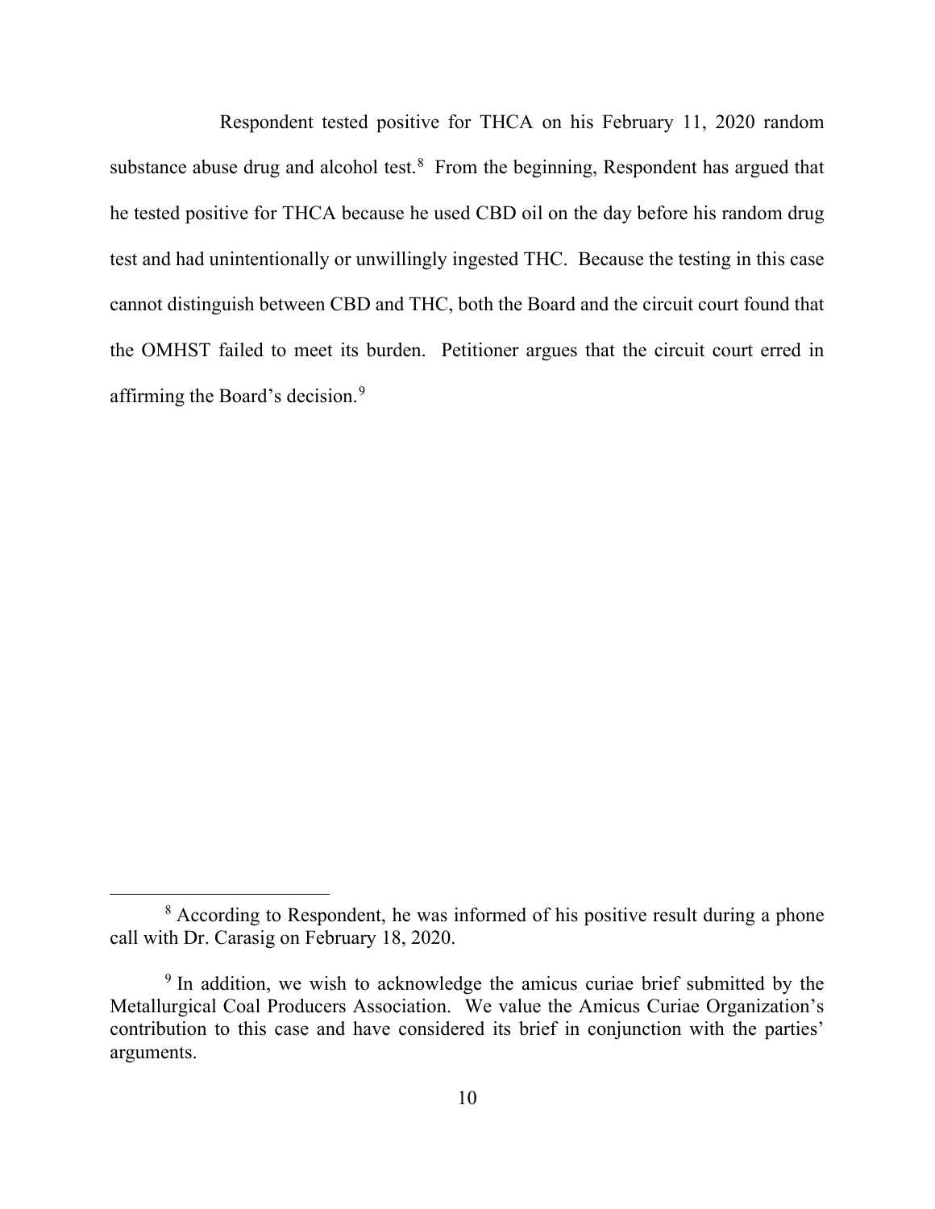Respondent tested positive for THCA on his February 11, 2020 random substance abuse drug and alcohol test.[8] From the beginning, Respondent has argued that he tested positive for THCA because he used CBD oil on the day before his random drug test and had unintentionally or unwillingly ingested THC. Because the testing in this case cannot distinguish between CBD and THC, both the Board and the circuit court found that the OMHST failed to meet its burden. Petitioner argues that the circuit court erred in affirming the Board's decision.[9]

---

[8] According to Respondent, he was informed of his positive result during a phone call with Dr. Carasig on February 18, 2020.

[9] In addition, we wish to acknowledge the amicus curiae brief submitted by the Metallurgical Coal Producers Association. We value the Amicus Curiae Organization's contribution to this case and have considered its brief in conjunction with the parties' arguments.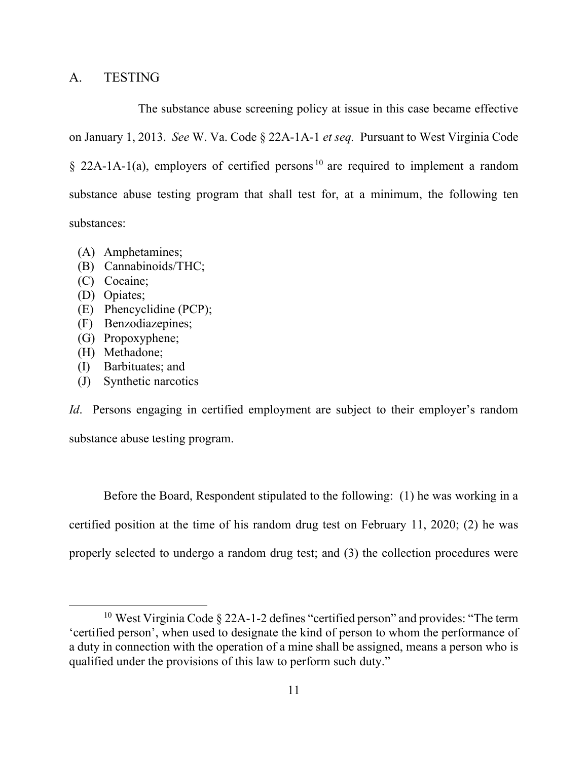## A. TESTING

The substance abuse screening policy at issue in this case became effective on January 1, 2013. *See* W. Va. Code § 22A-1A-1 *et seq.* Pursuant to West Virginia Code § 22A-1A-1(a), employers of certified persons[10] are required to implement a random substance abuse testing program that shall test for, at a minimum, the following ten substances:

- (A) Amphetamines;
- (B) Cannabinoids/THC;
- (C) Cocaine;
- (D) Opiates;
- (E) Phencyclidine (PCP);
- (F) Benzodiazepines;
- (G) Propoxyphene;
- (H) Methadone;
- (I) Barbituates; and
- (J) Synthetic narcotics

*Id*. Persons engaging in certified employment are subject to their employer's random substance abuse testing program.

Before the Board, Respondent stipulated to the following: (1) he was working in a certified position at the time of his random drug test on February 11, 2020; (2) he was properly selected to undergo a random drug test; and (3) the collection procedures were

[10] West Virginia Code § 22A-1-2 defines "certified person" and provides: "The term 'certified person', when used to designate the kind of person to whom the performance of a duty in connection with the operation of a mine shall be assigned, means a person who is qualified under the provisions of this law to perform such duty."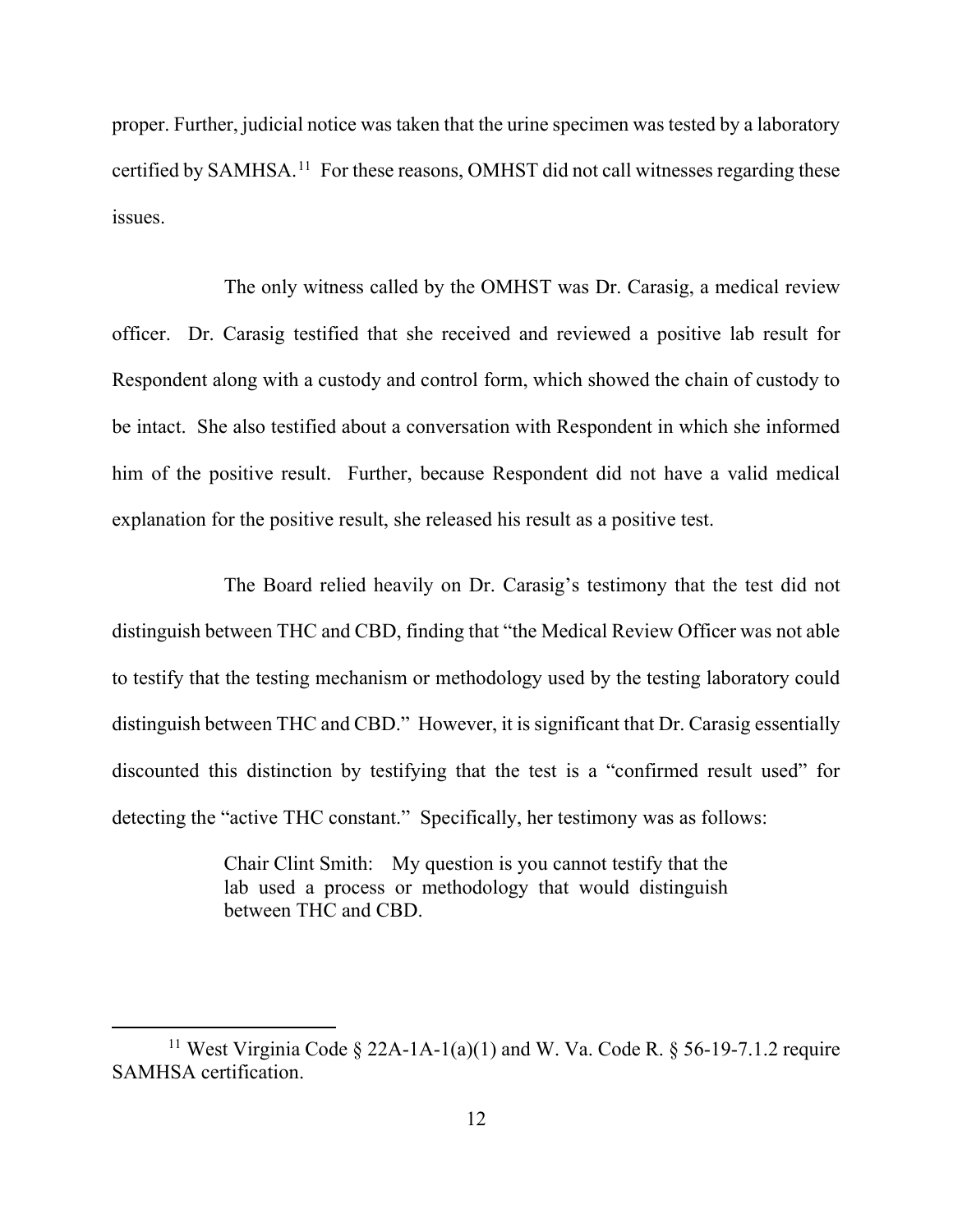proper. Further, judicial notice was taken that the urine specimen was tested by a laboratory certified by SAMHSA.[11] For these reasons, OMHST did not call witnesses regarding these issues.

The only witness called by the OMHST was Dr. Carasig, a medical review officer. Dr. Carasig testified that she received and reviewed a positive lab result for Respondent along with a custody and control form, which showed the chain of custody to be intact. She also testified about a conversation with Respondent in which she informed him of the positive result. Further, because Respondent did not have a valid medical explanation for the positive result, she released his result as a positive test.

The Board relied heavily on Dr. Carasig's testimony that the test did not distinguish between THC and CBD, finding that "the Medical Review Officer was not able to testify that the testing mechanism or methodology used by the testing laboratory could distinguish between THC and CBD." However, it is significant that Dr. Carasig essentially discounted this distinction by testifying that the test is a "confirmed result used" for detecting the "active THC constant." Specifically, her testimony was as follows:

> Chair Clint Smith: My question is you cannot testify that the lab used a process or methodology that would distinguish between THC and CBD.

---

[11] West Virginia Code § 22A-1A-1(a)(1) and W. Va. Code R. § 56-19-7.1.2 require SAMHSA certification.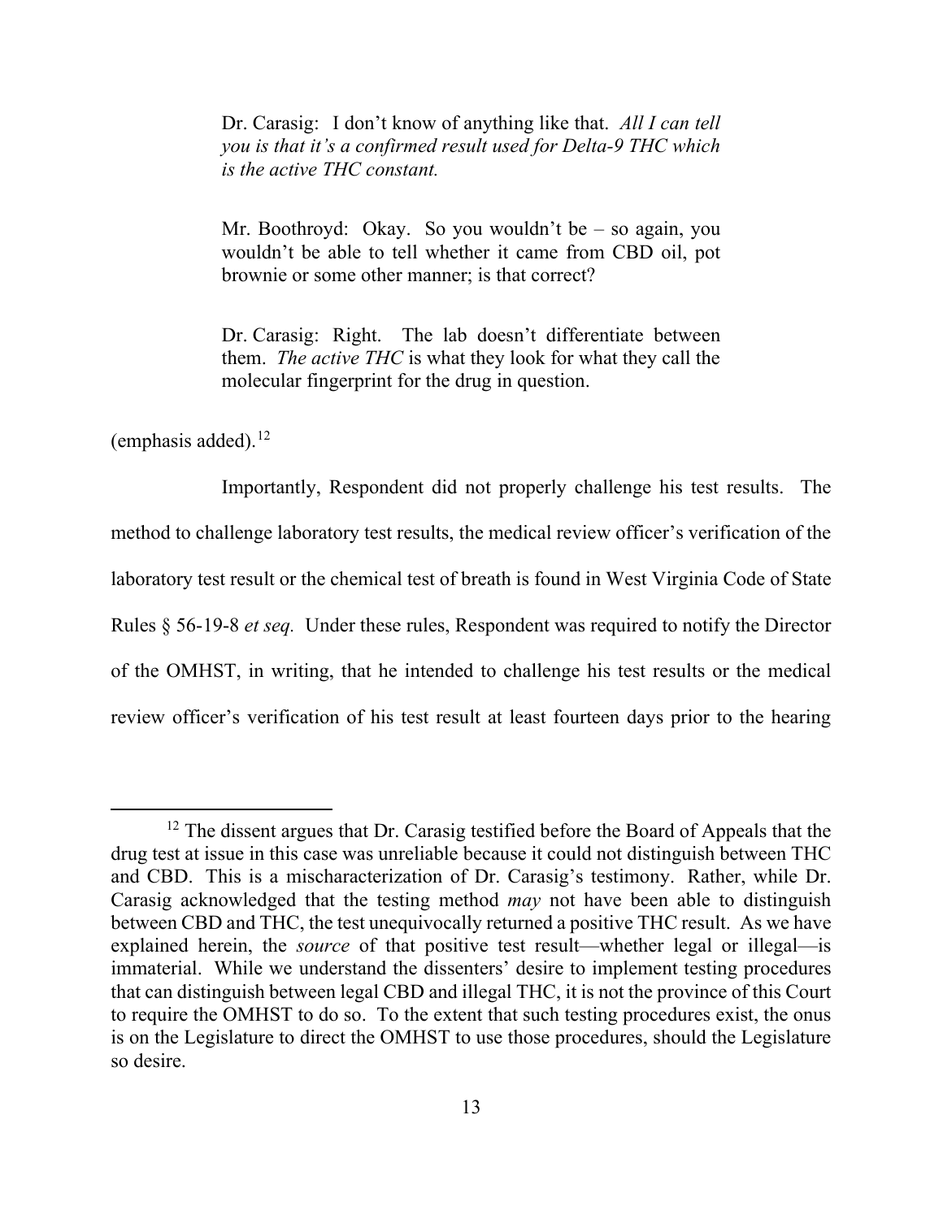> Dr. Carasig: I don't know of anything like that. *All I can tell you is that it's a confirmed result used for Delta-9 THC which is the active THC constant.*
>
> Mr. Boothroyd: Okay. So you wouldn't be – so again, you wouldn't be able to tell whether it came from CBD oil, pot brownie or some other manner; is that correct?
>
> Dr. Carasig: Right. The lab doesn't differentiate between them. *The active THC* is what they look for what they call the molecular fingerprint for the drug in question.

(emphasis added).[12]

Importantly, Respondent did not properly challenge his test results. The method to challenge laboratory test results, the medical review officer's verification of the laboratory test result or the chemical test of breath is found in West Virginia Code of State Rules § 56-19-8 *et seq.* Under these rules, Respondent was required to notify the Director of the OMHST, in writing, that he intended to challenge his test results or the medical review officer's verification of his test result at least fourteen days prior to the hearing

---

[12] The dissent argues that Dr. Carasig testified before the Board of Appeals that the drug test at issue in this case was unreliable because it could not distinguish between THC and CBD. This is a mischaracterization of Dr. Carasig's testimony. Rather, while Dr. Carasig acknowledged that the testing method *may* not have been able to distinguish between CBD and THC, the test unequivocally returned a positive THC result. As we have explained herein, the *source* of that positive test result—whether legal or illegal—is immaterial. While we understand the dissenters' desire to implement testing procedures that can distinguish between legal CBD and illegal THC, it is not the province of this Court to require the OMHST to do so. To the extent that such testing procedures exist, the onus is on the Legislature to direct the OMHST to use those procedures, should the Legislature so desire.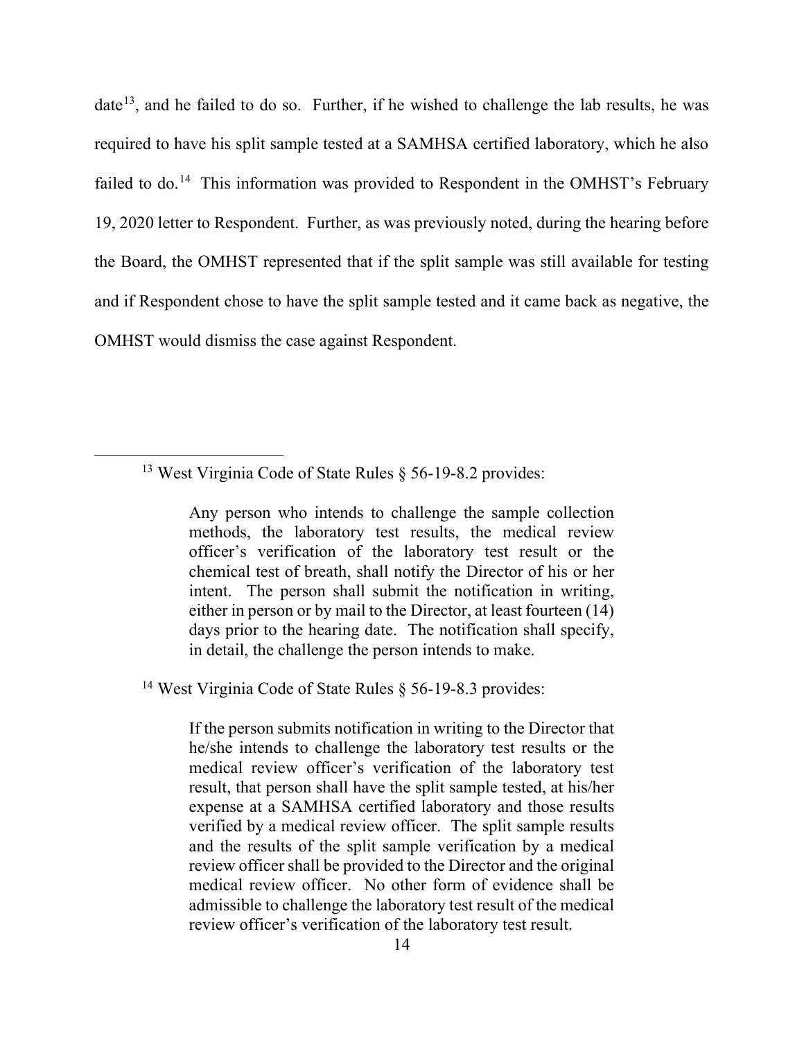date[13], and he failed to do so. Further, if he wished to challenge the lab results, he was required to have his split sample tested at a SAMHSA certified laboratory, which he also failed to do.[14] This information was provided to Respondent in the OMHST's February 19, 2020 letter to Respondent. Further, as was previously noted, during the hearing before the Board, the OMHST represented that if the split sample was still available for testing and if Respondent chose to have the split sample tested and it came back as negative, the OMHST would dismiss the case against Respondent.

---

[13] West Virginia Code of State Rules § 56-19-8.2 provides:

> Any person who intends to challenge the sample collection methods, the laboratory test results, the medical review officer's verification of the laboratory test result or the chemical test of breath, shall notify the Director of his or her intent. The person shall submit the notification in writing, either in person or by mail to the Director, at least fourteen (14) days prior to the hearing date. The notification shall specify, in detail, the challenge the person intends to make.

[14] West Virginia Code of State Rules § 56-19-8.3 provides:

> If the person submits notification in writing to the Director that he/she intends to challenge the laboratory test results or the medical review officer's verification of the laboratory test result, that person shall have the split sample tested, at his/her expense at a SAMHSA certified laboratory and those results verified by a medical review officer. The split sample results and the results of the split sample verification by a medical review officer shall be provided to the Director and the original medical review officer. No other form of evidence shall be admissible to challenge the laboratory test result of the medical review officer's verification of the laboratory test result.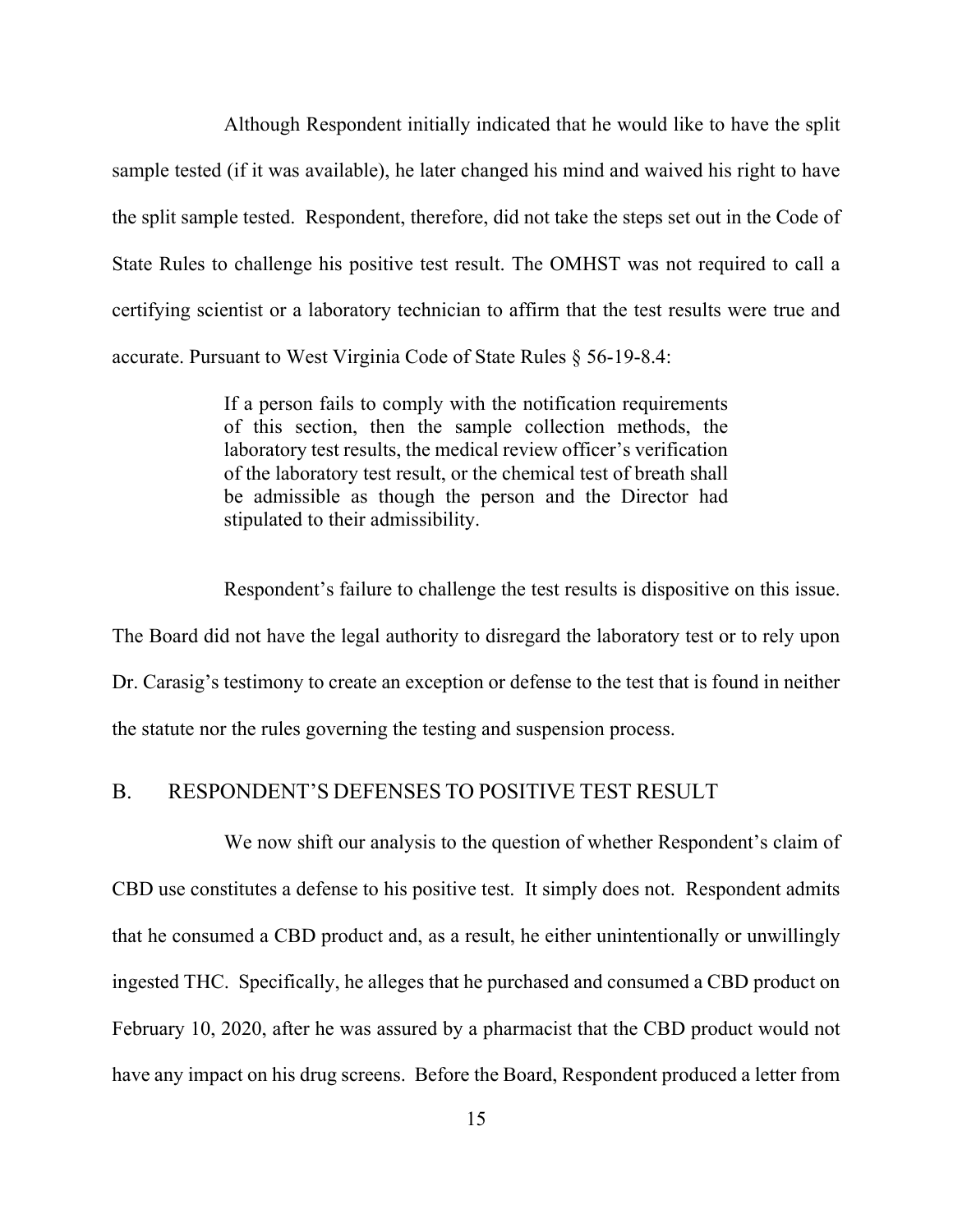Although Respondent initially indicated that he would like to have the split sample tested (if it was available), he later changed his mind and waived his right to have the split sample tested. Respondent, therefore, did not take the steps set out in the Code of State Rules to challenge his positive test result. The OMHST was not required to call a certifying scientist or a laboratory technician to affirm that the test results were true and accurate. Pursuant to West Virginia Code of State Rules § 56-19-8.4:

> If a person fails to comply with the notification requirements of this section, then the sample collection methods, the laboratory test results, the medical review officer's verification of the laboratory test result, or the chemical test of breath shall be admissible as though the person and the Director had stipulated to their admissibility.

Respondent's failure to challenge the test results is dispositive on this issue. The Board did not have the legal authority to disregard the laboratory test or to rely upon Dr. Carasig's testimony to create an exception or defense to the test that is found in neither the statute nor the rules governing the testing and suspension process.

## B. RESPONDENT'S DEFENSES TO POSITIVE TEST RESULT

We now shift our analysis to the question of whether Respondent's claim of CBD use constitutes a defense to his positive test. It simply does not. Respondent admits that he consumed a CBD product and, as a result, he either unintentionally or unwillingly ingested THC. Specifically, he alleges that he purchased and consumed a CBD product on February 10, 2020, after he was assured by a pharmacist that the CBD product would not have any impact on his drug screens. Before the Board, Respondent produced a letter from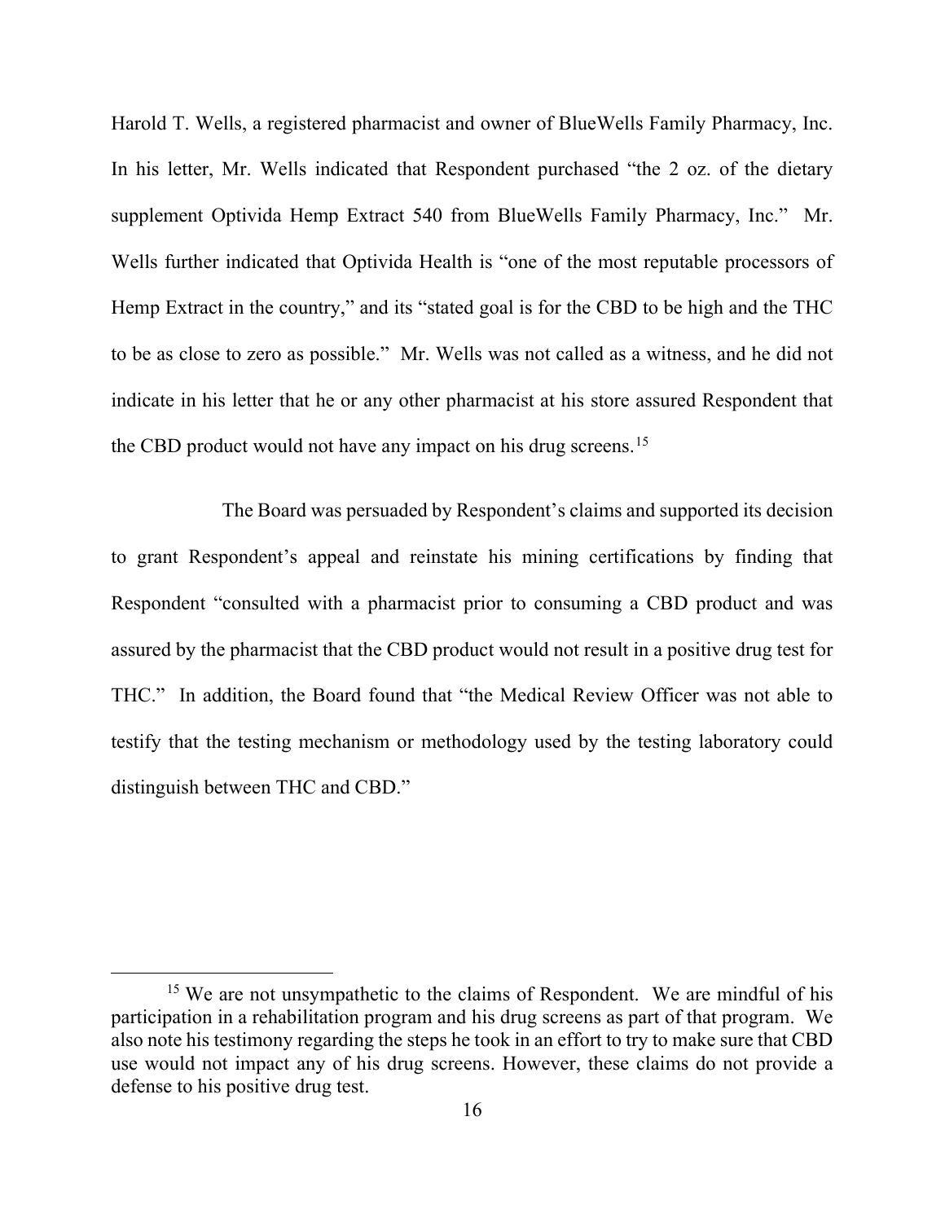Harold T. Wells, a registered pharmacist and owner of BlueWells Family Pharmacy, Inc. In his letter, Mr. Wells indicated that Respondent purchased "the 2 oz. of the dietary supplement Optivida Hemp Extract 540 from BlueWells Family Pharmacy, Inc." Mr. Wells further indicated that Optivida Health is "one of the most reputable processors of Hemp Extract in the country," and its "stated goal is for the CBD to be high and the THC to be as close to zero as possible." Mr. Wells was not called as a witness, and he did not indicate in his letter that he or any other pharmacist at his store assured Respondent that the CBD product would not have any impact on his drug screens.[15]

The Board was persuaded by Respondent's claims and supported its decision to grant Respondent's appeal and reinstate his mining certifications by finding that Respondent "consulted with a pharmacist prior to consuming a CBD product and was assured by the pharmacist that the CBD product would not result in a positive drug test for THC." In addition, the Board found that "the Medical Review Officer was not able to testify that the testing mechanism or methodology used by the testing laboratory could distinguish between THC and CBD."

---

[15] We are not unsympathetic to the claims of Respondent. We are mindful of his participation in a rehabilitation program and his drug screens as part of that program. We also note his testimony regarding the steps he took in an effort to try to make sure that CBD use would not impact any of his drug screens. However, these claims do not provide a defense to his positive drug test.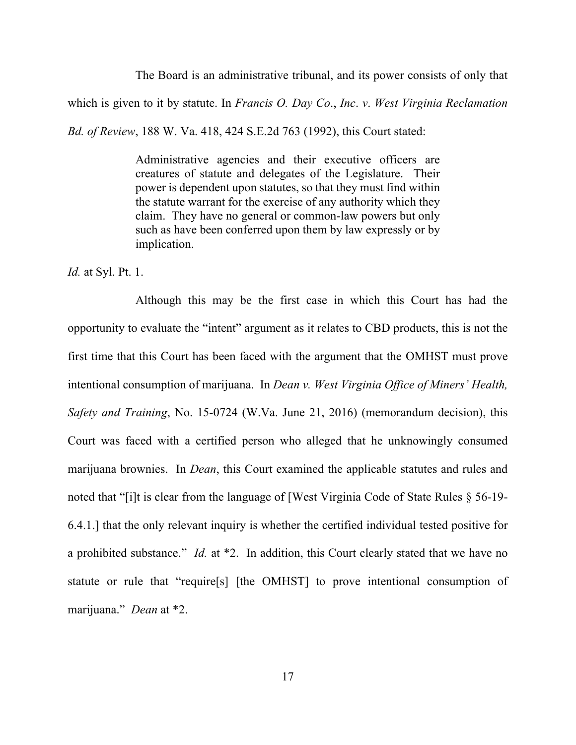The Board is an administrative tribunal, and its power consists of only that which is given to it by statute. In *Francis O. Day Co*., *Inc*. *v*. *West Virginia Reclamation Bd. of Review*, 188 W. Va. 418, 424 S.E.2d 763 (1992), this Court stated:

> Administrative agencies and their executive officers are creatures of statute and delegates of the Legislature. Their power is dependent upon statutes, so that they must find within the statute warrant for the exercise of any authority which they claim. They have no general or common-law powers but only such as have been conferred upon them by law expressly or by implication.

*Id.* at Syl. Pt. 1.

Although this may be the first case in which this Court has had the opportunity to evaluate the "intent" argument as it relates to CBD products, this is not the first time that this Court has been faced with the argument that the OMHST must prove intentional consumption of marijuana. In *Dean v. West Virginia Office of Miners' Health, Safety and Training*, No. 15-0724 (W.Va. June 21, 2016) (memorandum decision), this Court was faced with a certified person who alleged that he unknowingly consumed marijuana brownies. In *Dean*, this Court examined the applicable statutes and rules and noted that "[i]t is clear from the language of [West Virginia Code of State Rules § 56-19-6.4.1.] that the only relevant inquiry is whether the certified individual tested positive for a prohibited substance." *Id.* at *2. In addition, this Court clearly stated that we have no statute or rule that "require[s] [the OMHST] to prove intentional consumption of marijuana." *Dean* at *2.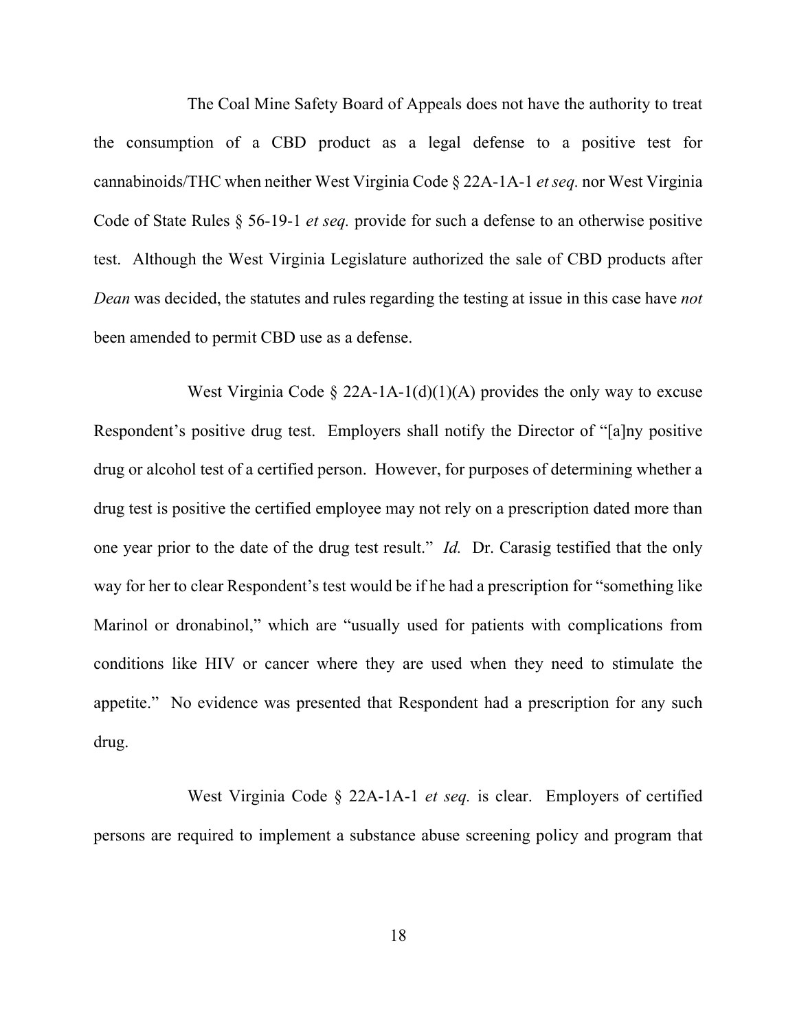The Coal Mine Safety Board of Appeals does not have the authority to treat the consumption of a CBD product as a legal defense to a positive test for cannabinoids/THC when neither West Virginia Code § 22A-1A-1 *et seq.* nor West Virginia Code of State Rules § 56-19-1 *et seq.* provide for such a defense to an otherwise positive test. Although the West Virginia Legislature authorized the sale of CBD products after *Dean* was decided, the statutes and rules regarding the testing at issue in this case have *not* been amended to permit CBD use as a defense.

West Virginia Code § 22A-1A-1(d)(1)(A) provides the only way to excuse Respondent's positive drug test. Employers shall notify the Director of "[a]ny positive drug or alcohol test of a certified person. However, for purposes of determining whether a drug test is positive the certified employee may not rely on a prescription dated more than one year prior to the date of the drug test result." *Id.* Dr. Carasig testified that the only way for her to clear Respondent's test would be if he had a prescription for "something like Marinol or dronabinol," which are "usually used for patients with complications from conditions like HIV or cancer where they are used when they need to stimulate the appetite." No evidence was presented that Respondent had a prescription for any such drug.

West Virginia Code § 22A-1A-1 *et seq.* is clear. Employers of certified persons are required to implement a substance abuse screening policy and program that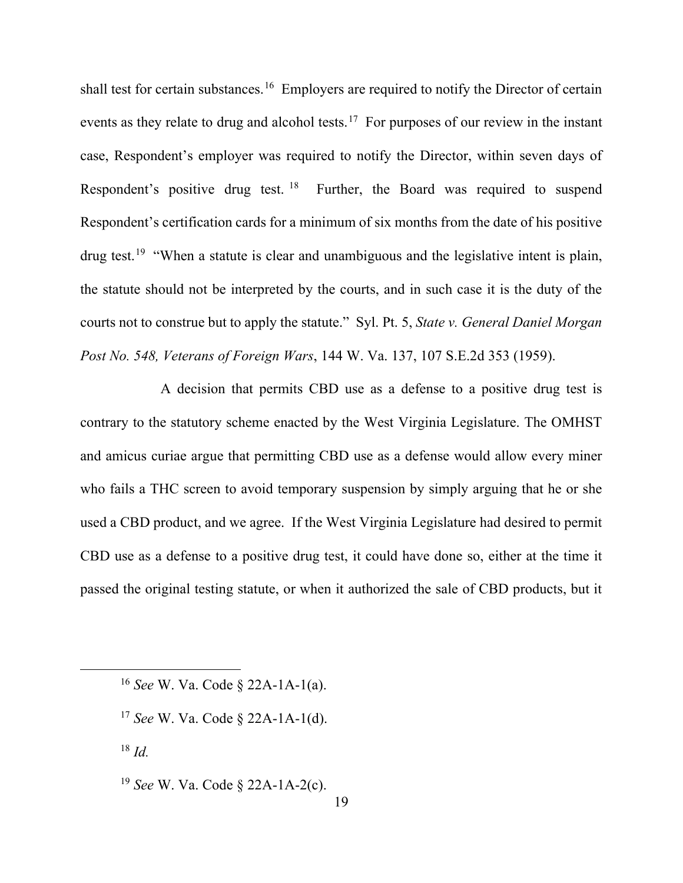shall test for certain substances.[16] Employers are required to notify the Director of certain events as they relate to drug and alcohol tests.[17] For purposes of our review in the instant case, Respondent's employer was required to notify the Director, within seven days of Respondent's positive drug test.[18] Further, the Board was required to suspend Respondent's certification cards for a minimum of six months from the date of his positive drug test.[19] "When a statute is clear and unambiguous and the legislative intent is plain, the statute should not be interpreted by the courts, and in such case it is the duty of the courts not to construe but to apply the statute." Syl. Pt. 5, *State v. General Daniel Morgan Post No. 548, Veterans of Foreign Wars*, 144 W. Va. 137, 107 S.E.2d 353 (1959).

A decision that permits CBD use as a defense to a positive drug test is contrary to the statutory scheme enacted by the West Virginia Legislature. The OMHST and amicus curiae argue that permitting CBD use as a defense would allow every miner who fails a THC screen to avoid temporary suspension by simply arguing that he or she used a CBD product, and we agree. If the West Virginia Legislature had desired to permit CBD use as a defense to a positive drug test, it could have done so, either at the time it passed the original testing statute, or when it authorized the sale of CBD products, but it

---

[16] *See* W. Va. Code § 22A-1A-1(a).

[17] *See* W. Va. Code § 22A-1A-1(d).

[18] *Id.*

[19] *See* W. Va. Code § 22A-1A-2(c).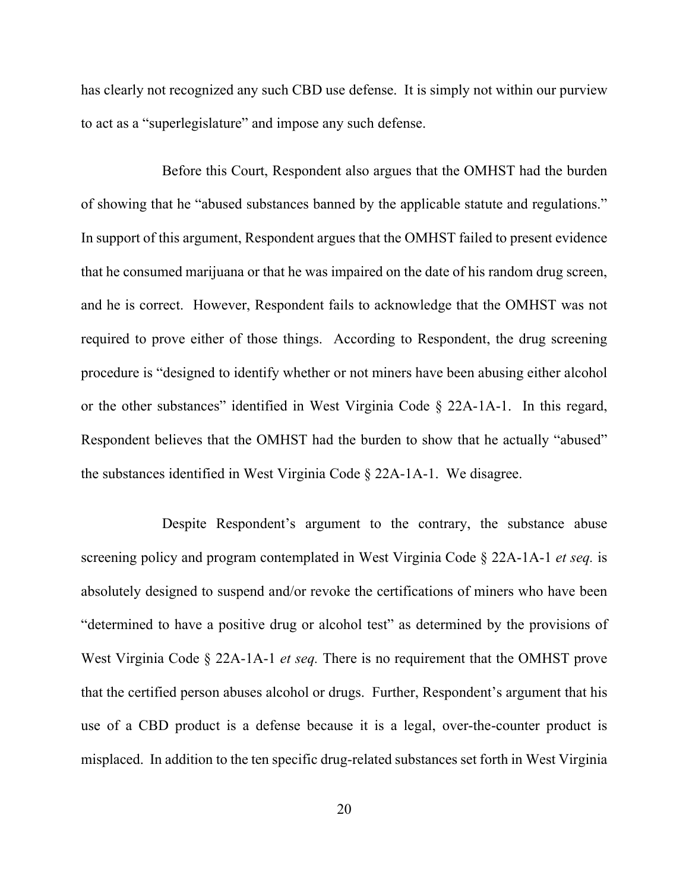has clearly not recognized any such CBD use defense. It is simply not within our purview to act as a "superlegislature" and impose any such defense.

Before this Court, Respondent also argues that the OMHST had the burden of showing that he "abused substances banned by the applicable statute and regulations." In support of this argument, Respondent argues that the OMHST failed to present evidence that he consumed marijuana or that he was impaired on the date of his random drug screen, and he is correct. However, Respondent fails to acknowledge that the OMHST was not required to prove either of those things. According to Respondent, the drug screening procedure is "designed to identify whether or not miners have been abusing either alcohol or the other substances" identified in West Virginia Code § 22A-1A-1. In this regard, Respondent believes that the OMHST had the burden to show that he actually "abused" the substances identified in West Virginia Code § 22A-1A-1. We disagree.

Despite Respondent's argument to the contrary, the substance abuse screening policy and program contemplated in West Virginia Code § 22A-1A-1 *et seq.* is absolutely designed to suspend and/or revoke the certifications of miners who have been "determined to have a positive drug or alcohol test" as determined by the provisions of West Virginia Code § 22A-1A-1 *et seq.* There is no requirement that the OMHST prove that the certified person abuses alcohol or drugs. Further, Respondent's argument that his use of a CBD product is a defense because it is a legal, over-the-counter product is misplaced. In addition to the ten specific drug-related substances set forth in West Virginia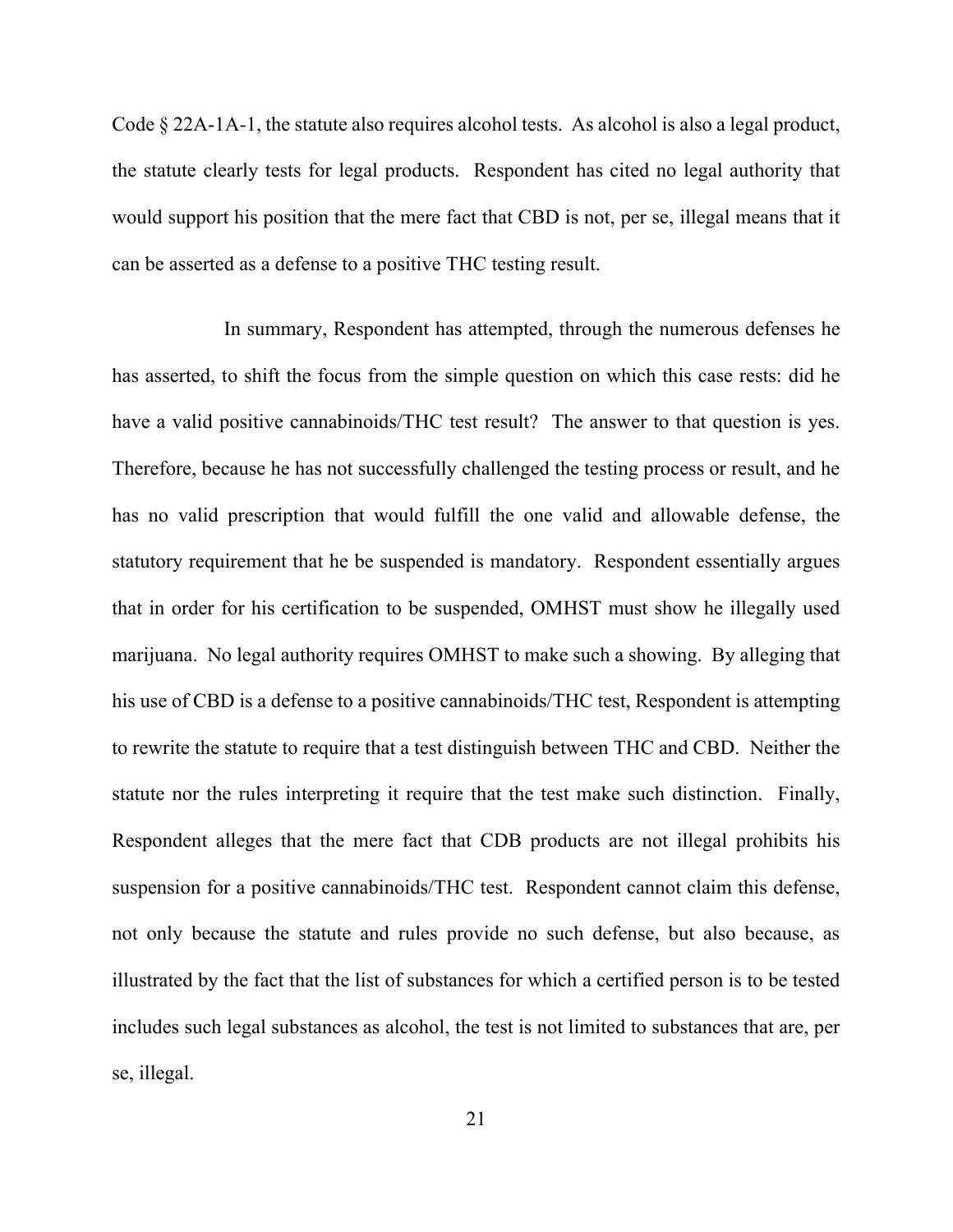Code § 22A-1A-1, the statute also requires alcohol tests. As alcohol is also a legal product, the statute clearly tests for legal products. Respondent has cited no legal authority that would support his position that the mere fact that CBD is not, per se, illegal means that it can be asserted as a defense to a positive THC testing result.

In summary, Respondent has attempted, through the numerous defenses he has asserted, to shift the focus from the simple question on which this case rests: did he have a valid positive cannabinoids/THC test result? The answer to that question is yes. Therefore, because he has not successfully challenged the testing process or result, and he has no valid prescription that would fulfill the one valid and allowable defense, the statutory requirement that he be suspended is mandatory. Respondent essentially argues that in order for his certification to be suspended, OMHST must show he illegally used marijuana. No legal authority requires OMHST to make such a showing. By alleging that his use of CBD is a defense to a positive cannabinoids/THC test, Respondent is attempting to rewrite the statute to require that a test distinguish between THC and CBD. Neither the statute nor the rules interpreting it require that the test make such distinction. Finally, Respondent alleges that the mere fact that CDB products are not illegal prohibits his suspension for a positive cannabinoids/THC test. Respondent cannot claim this defense, not only because the statute and rules provide no such defense, but also because, as illustrated by the fact that the list of substances for which a certified person is to be tested includes such legal substances as alcohol, the test is not limited to substances that are, per se, illegal.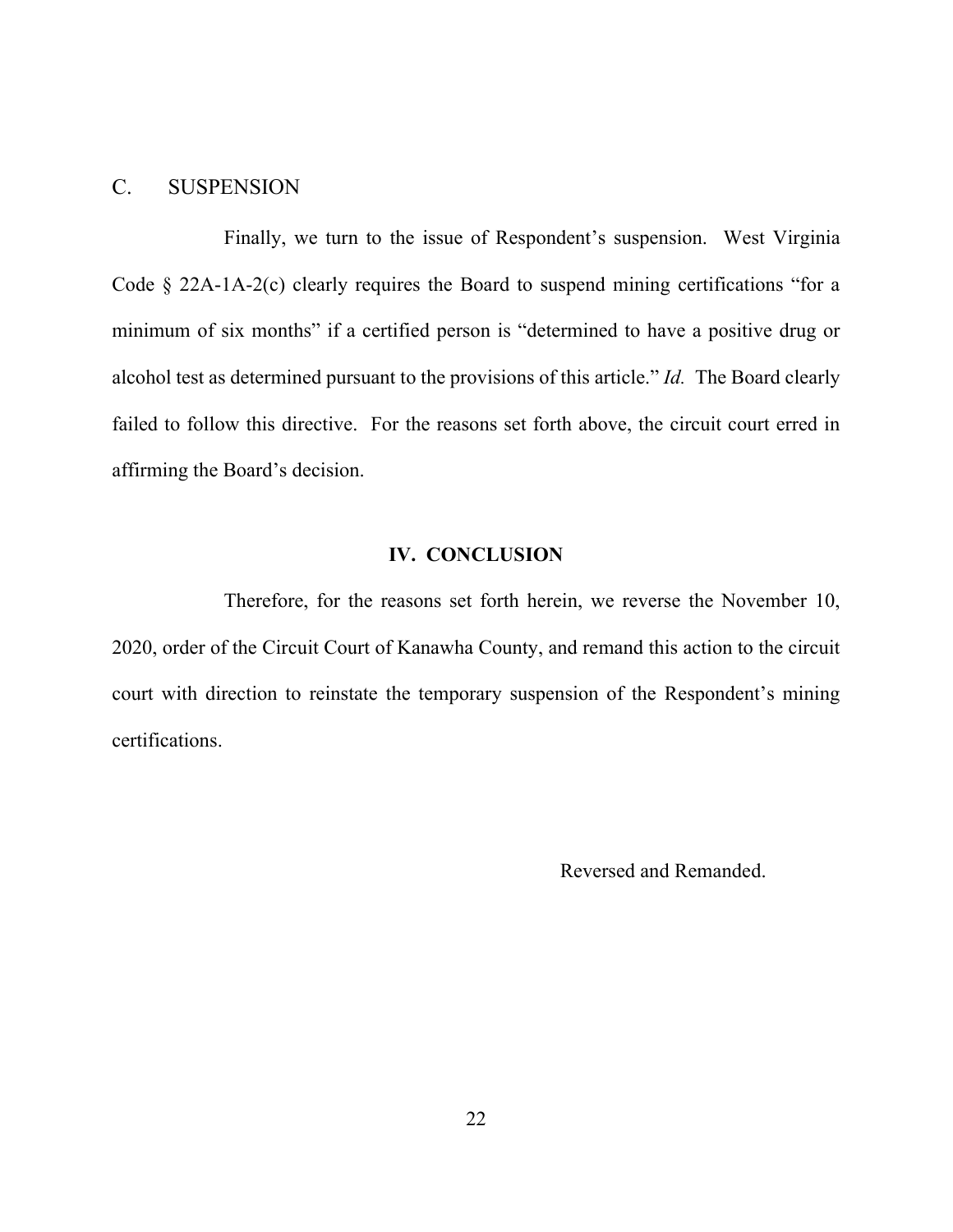### C. SUSPENSION

Finally, we turn to the issue of Respondent's suspension. West Virginia Code § 22A-1A-2(c) clearly requires the Board to suspend mining certifications "for a minimum of six months" if a certified person is "determined to have a positive drug or alcohol test as determined pursuant to the provisions of this article." *Id.* The Board clearly failed to follow this directive. For the reasons set forth above, the circuit court erred in affirming the Board's decision.

## IV. CONCLUSION

Therefore, for the reasons set forth herein, we reverse the November 10, 2020, order of the Circuit Court of Kanawha County, and remand this action to the circuit court with direction to reinstate the temporary suspension of the Respondent's mining certifications.

Reversed and Remanded.